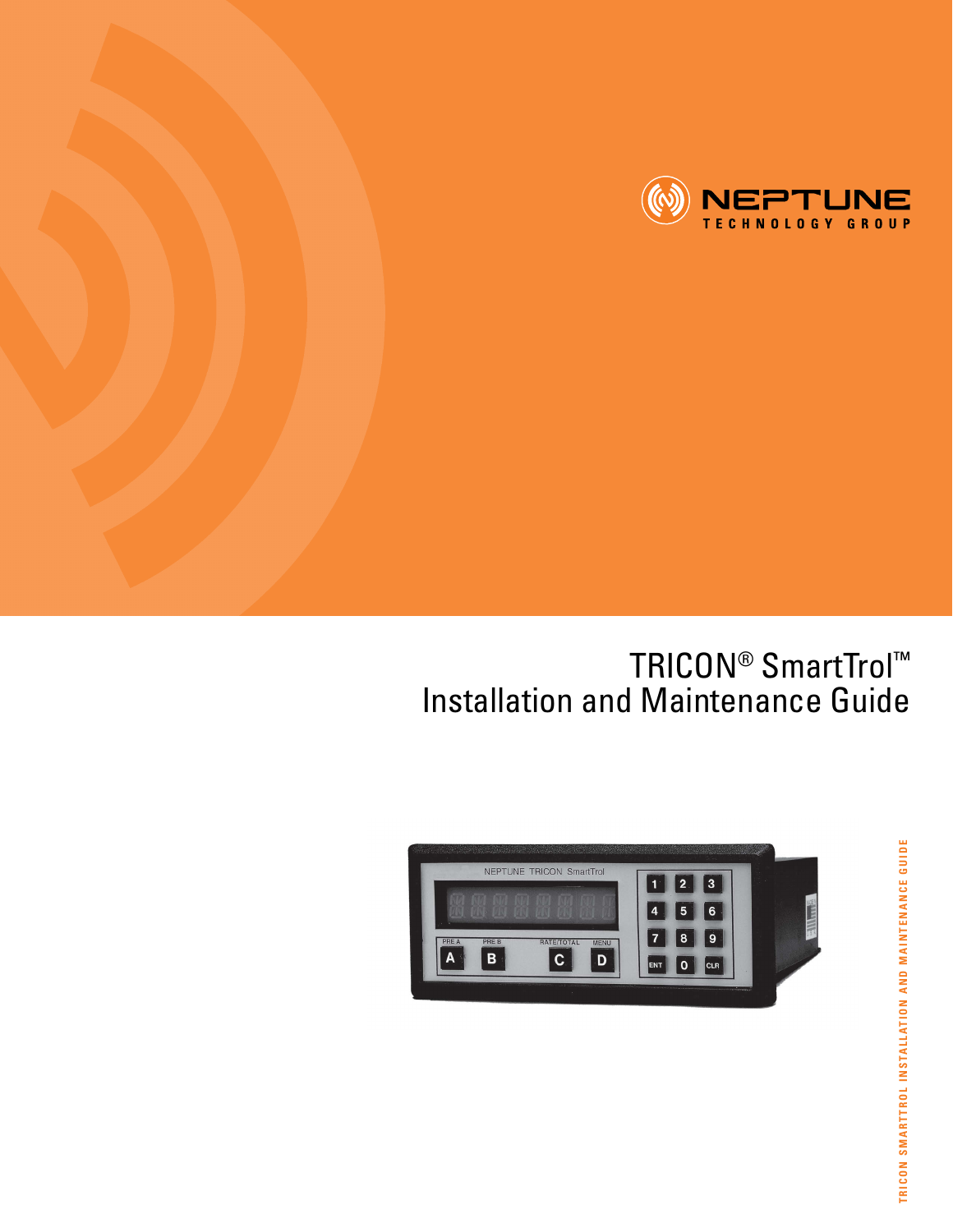NEPTUNE TECHNOLOGY GROUP

# TRICON® SmartTrol™ Installation and Maintenance Guide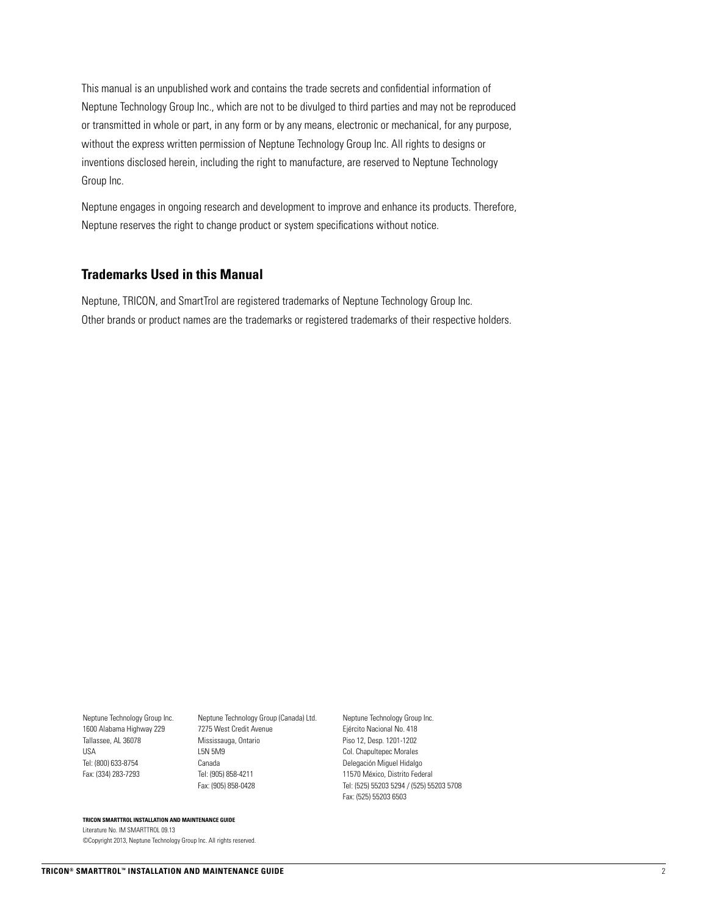This manual is an unpublished work and contains the trade secrets and confidential information of Neptune Technology Group Inc., which are not to be divulged to third parties and may not be reproduced or transmitted in whole or part, in any form or by any means, electronic or mechanical, for any purpose, without the express written permission of Neptune Technology Group Inc. All rights to designs or inventions disclosed herein, including the right to manufacture, are reserved to Neptune Technology Group Inc.

Neptune engages in ongoing research and development to improve and enhance its products. Therefore, Neptune reserves the right to change product or system specifications without notice.

## Trademarks Used in this Manual

Neptune, TRICON, and SmartTrol are registered trademarks of Neptune Technology Group Inc. Other brands or product names are the trademarks or registered trademarks of their respective holders.

Neptune Technology Group Inc.
1600 Alabama Highway 229
Tallassee, AL 36078
USA
Tel: (800) 633-8754
Fax: (334) 283-7293

Neptune Technology Group (Canada) Ltd.
7275 West Credit Avenue
Mississauga, Ontario
L5N 5M9
Canada
Tel: (905) 858-4211
Fax: (905) 858-0428

Neptune Technology Group Inc.
Ejército Nacional No. 418
Piso 12, Desp. 1201-1202
Col. Chapultepec Morales
Delegación Miguel Hidalgo
11570 México, Distrito Federal
Tel: (525) 55203 5294 / (525) 55203 5708
Fax: (525) 55203 6503

**TRICON SMARTTROL INSTALLATION AND MAINTENANCE GUIDE**
Literature No. IM SMARTTROL 09.13
©Copyright 2013, Neptune Technology Group Inc. All rights reserved.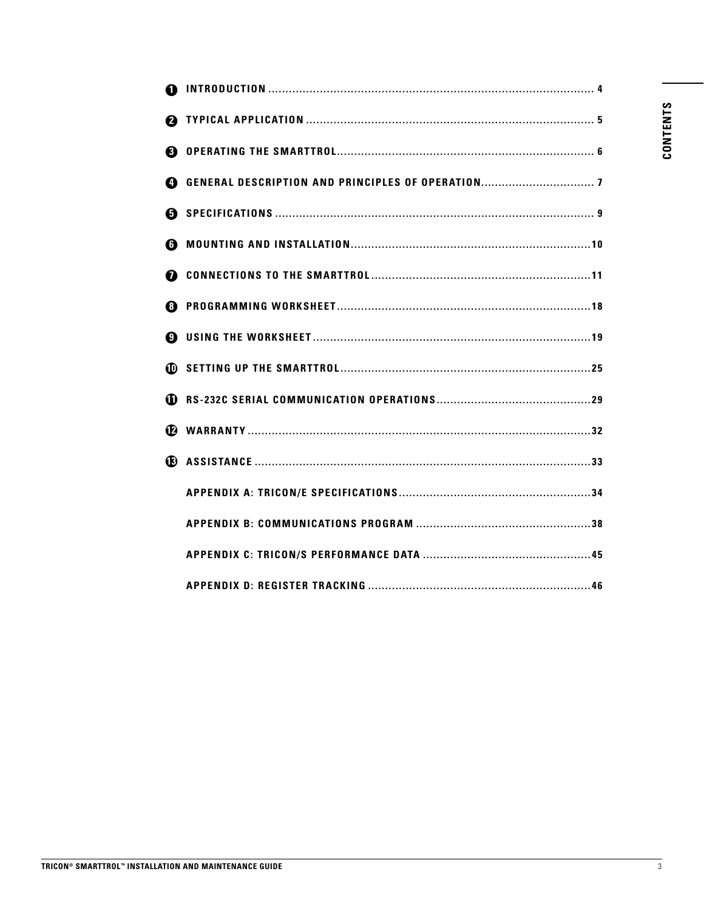# CONTENTS

1. INTRODUCTION ... 4
2. TYPICAL APPLICATION ... 5
3. OPERATING THE SMARTTROL ... 6
4. GENERAL DESCRIPTION AND PRINCIPLES OF OPERATION ... 7
5. SPECIFICATIONS ... 9
6. MOUNTING AND INSTALLATION ... 10
7. CONNECTIONS TO THE SMARTTROL ... 11
8. PROGRAMMING WORKSHEET ... 18
9. USING THE WORKSHEET ... 19
10. SETTING UP THE SMARTTROL ... 25
11. RS-232C SERIAL COMMUNICATION OPERATIONS ... 29
12. WARRANTY ... 32
13. ASSISTANCE ... 33

APPENDIX A: TRICON/E SPECIFICATIONS ... 34

APPENDIX B: COMMUNICATIONS PROGRAM ... 38

APPENDIX C: TRICON/S PERFORMANCE DATA ... 45

APPENDIX D: REGISTER TRACKING ... 46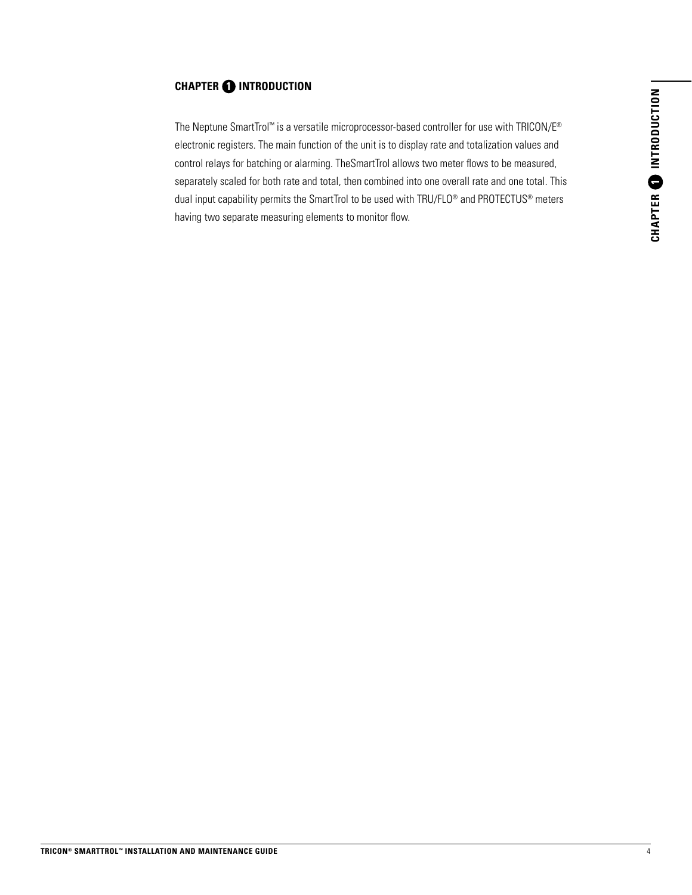## CHAPTER 1 INTRODUCTION

The Neptune SmartTrol™ is a versatile microprocessor-based controller for use with TRICON/E® electronic registers. The main function of the unit is to display rate and totalization values and control relays for batching or alarming. TheSmartTrol allows two meter flows to be measured, separately scaled for both rate and total, then combined into one overall rate and one total. This dual input capability permits the SmartTrol to be used with TRU/FLO® and PROTECTUS® meters having two separate measuring elements to monitor flow.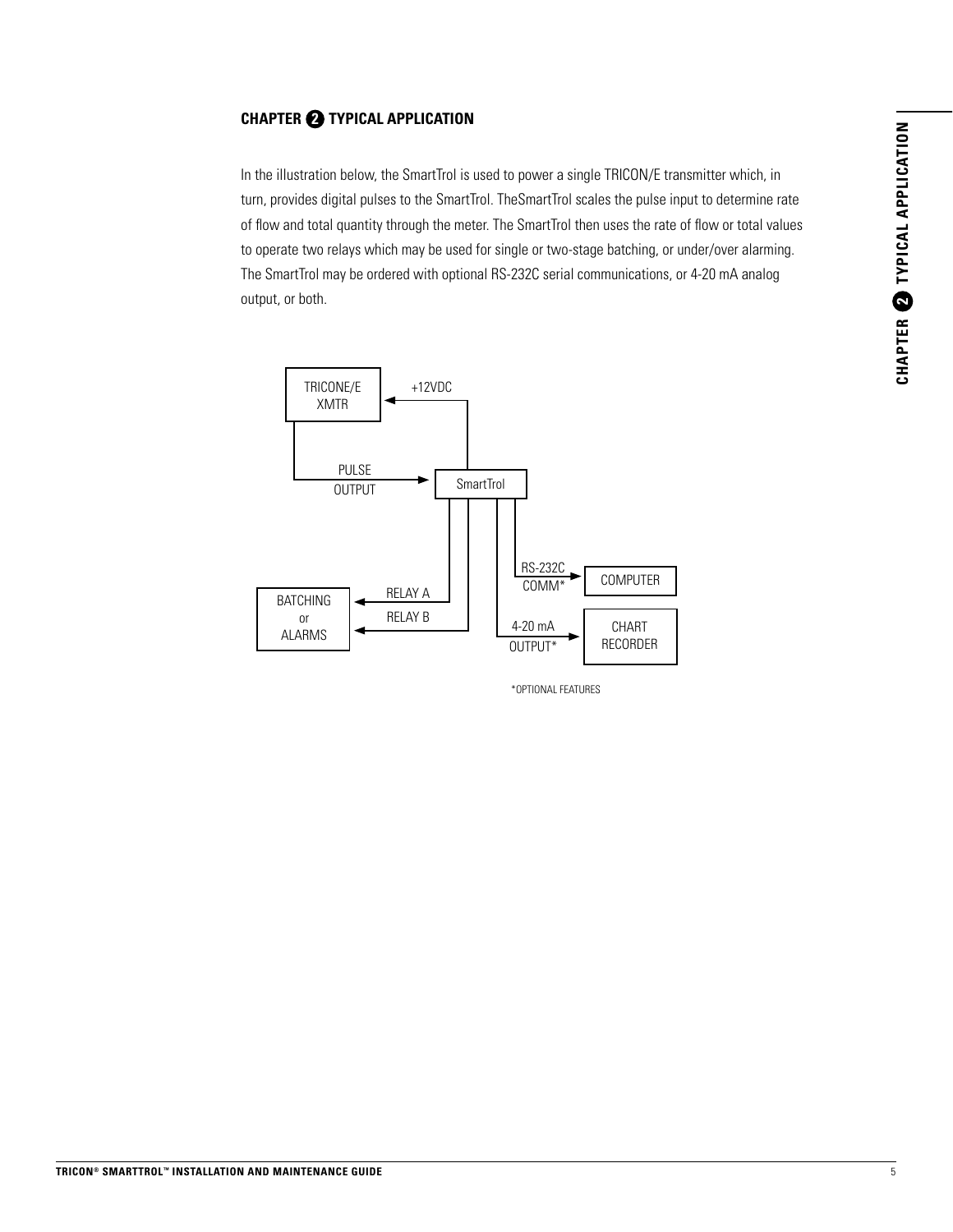## CHAPTER 2 TYPICAL APPLICATION

In the illustration below, the SmartTrol is used to power a single TRICON/E transmitter which, in turn, provides digital pulses to the SmartTrol. TheSmartTrol scales the pulse input to determine rate of flow and total quantity through the meter. The SmartTrol then uses the rate of flow or total values to operate two relays which may be used for single or two-stage batching, or under/over alarming. The SmartTrol may be ordered with optional RS-232C serial communications, or 4-20 mA analog output, or both.

TRICONE/E XMTR

+12VDC

PULSE OUTPUT

SmartTrol

RS-232C COMM*

COMPUTER

BATCHING or ALARMS

RELAY A

RELAY B

4-20 mA OUTPUT*

CHART RECORDER

*OPTIONAL FEATURES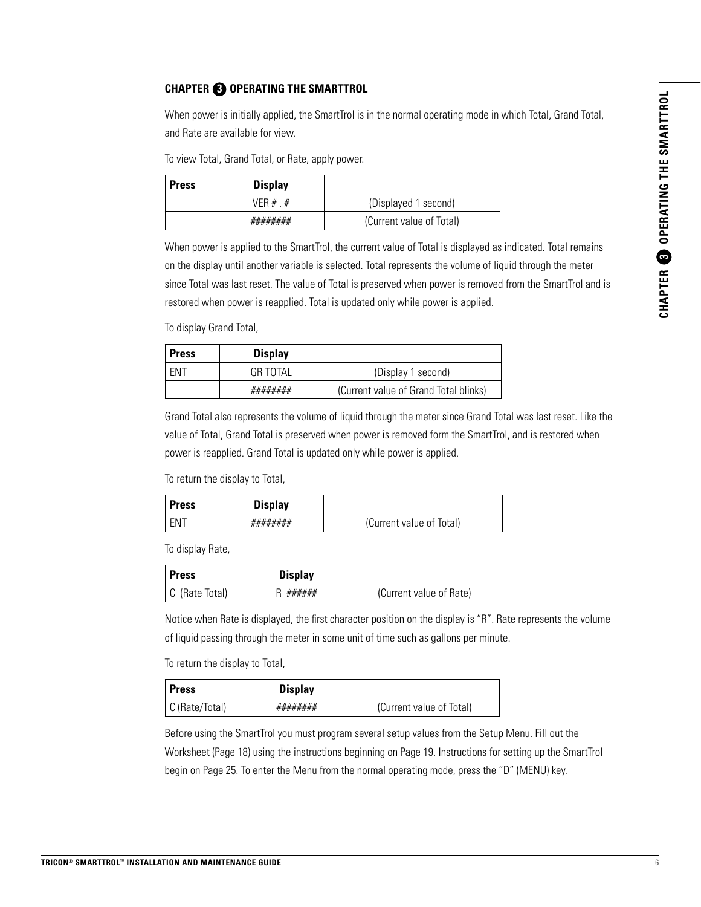## CHAPTER 3 OPERATING THE SMARTTROL

When power is initially applied, the SmartTrol is in the normal operating mode in which Total, Grand Total, and Rate are available for view.

To view Total, Grand Total, or Rate, apply power.

| Press | Display | |
|---|---|---|
| | VER # . # | (Displayed 1 second) |
| | ####### | (Current value of Total) |

When power is applied to the SmartTrol, the current value of Total is displayed as indicated. Total remains on the display until another variable is selected. Total represents the volume of liquid through the meter since Total was last reset. The value of Total is preserved when power is removed from the SmartTrol and is restored when power is reapplied. Total is updated only while power is applied.

To display Grand Total,

| Press | Display | |
|---|---|---|
| ENT | GR TOTAL | (Display 1 second) |
| | ####### | (Current value of Grand Total blinks) |

Grand Total also represents the volume of liquid through the meter since Grand Total was last reset. Like the value of Total, Grand Total is preserved when power is removed form the SmartTrol, and is restored when power is reapplied. Grand Total is updated only while power is applied.

To return the display to Total,

| Press | Display | |
|---|---|---|
| ENT | ####### | (Current value of Total) |

To display Rate,

| Press | Display | |
|---|---|---|
| C (Rate Total) | R ###### | (Current value of Rate) |

Notice when Rate is displayed, the first character position on the display is "R". Rate represents the volume of liquid passing through the meter in some unit of time such as gallons per minute.

To return the display to Total,

| Press | Display | |
|---|---|---|
| C (Rate/Total) | ####### | (Current value of Total) |

Before using the SmartTrol you must program several setup values from the Setup Menu. Fill out the Worksheet (Page 18) using the instructions beginning on Page 19. Instructions for setting up the SmartTrol begin on Page 25. To enter the Menu from the normal operating mode, press the "D" (MENU) key.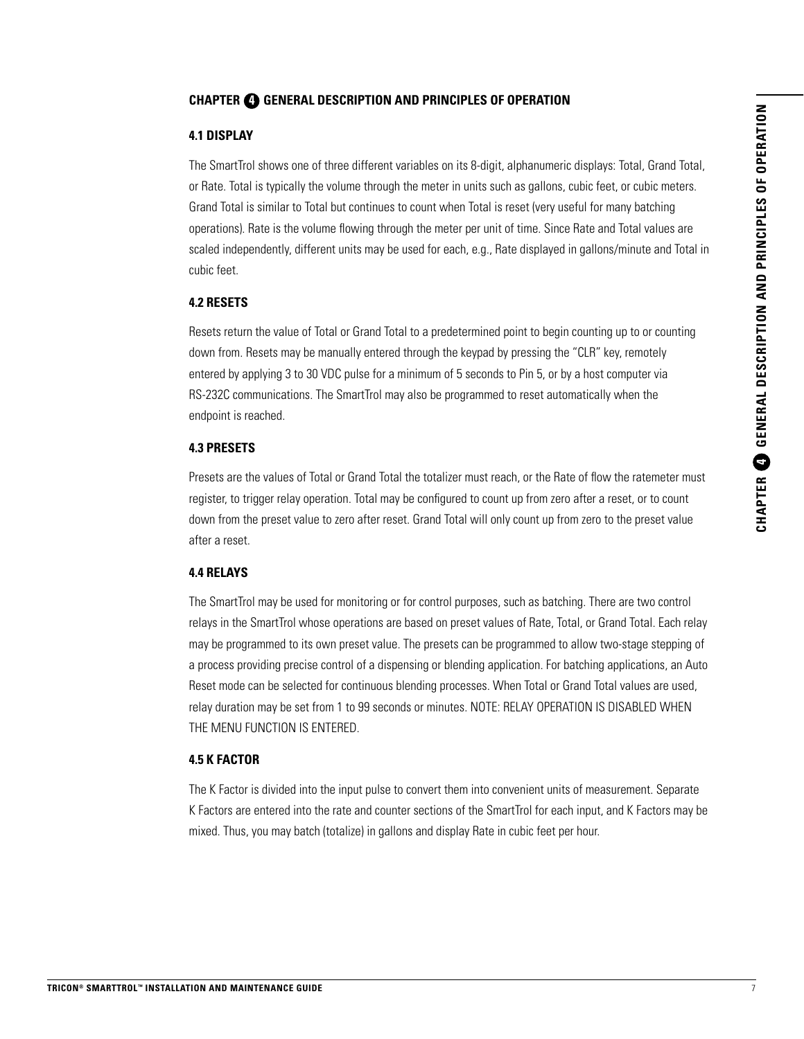## CHAPTER 4 GENERAL DESCRIPTION AND PRINCIPLES OF OPERATION

### 4.1 DISPLAY

The SmartTrol shows one of three different variables on its 8-digit, alphanumeric displays: Total, Grand Total, or Rate. Total is typically the volume through the meter in units such as gallons, cubic feet, or cubic meters. Grand Total is similar to Total but continues to count when Total is reset (very useful for many batching operations). Rate is the volume flowing through the meter per unit of time. Since Rate and Total values are scaled independently, different units may be used for each, e.g., Rate displayed in gallons/minute and Total in cubic feet.

### 4.2 RESETS

Resets return the value of Total or Grand Total to a predetermined point to begin counting up to or counting down from. Resets may be manually entered through the keypad by pressing the "CLR" key, remotely entered by applying 3 to 30 VDC pulse for a minimum of 5 seconds to Pin 5, or by a host computer via RS-232C communications. The SmartTrol may also be programmed to reset automatically when the endpoint is reached.

### 4.3 PRESETS

Presets are the values of Total or Grand Total the totalizer must reach, or the Rate of flow the ratemeter must register, to trigger relay operation. Total may be configured to count up from zero after a reset, or to count down from the preset value to zero after reset. Grand Total will only count up from zero to the preset value after a reset.

### 4.4 RELAYS

The SmartTrol may be used for monitoring or for control purposes, such as batching. There are two control relays in the SmartTrol whose operations are based on preset values of Rate, Total, or Grand Total. Each relay may be programmed to its own preset value. The presets can be programmed to allow two-stage stepping of a process providing precise control of a dispensing or blending application. For batching applications, an Auto Reset mode can be selected for continuous blending processes. When Total or Grand Total values are used, relay duration may be set from 1 to 99 seconds or minutes. NOTE: RELAY OPERATION IS DISABLED WHEN THE MENU FUNCTION IS ENTERED.

### 4.5 K FACTOR

The K Factor is divided into the input pulse to convert them into convenient units of measurement. Separate K Factors are entered into the rate and counter sections of the SmartTrol for each input, and K Factors may be mixed. Thus, you may batch (totalize) in gallons and display Rate in cubic feet per hour.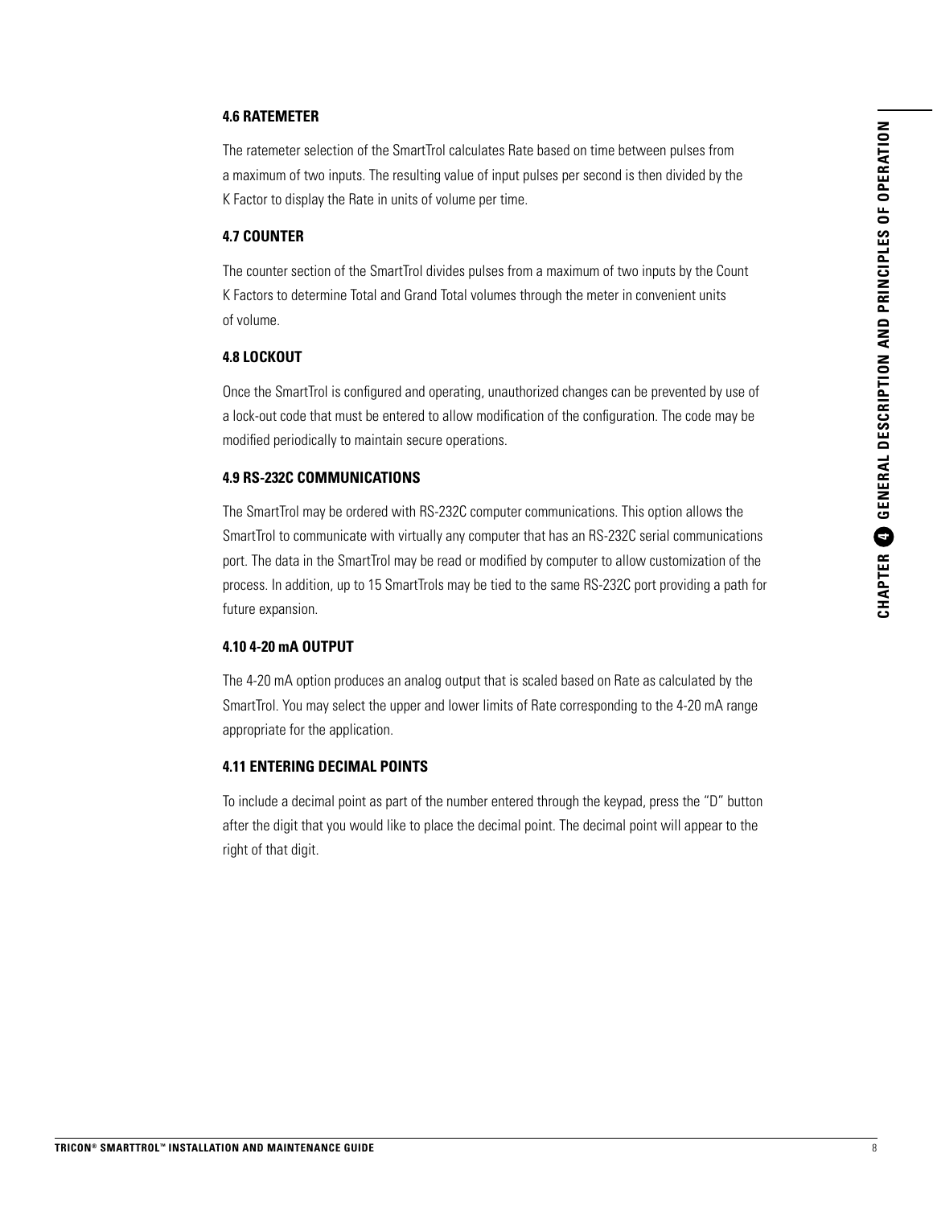### 4.6 RATEMETER

The ratemeter selection of the SmartTrol calculates Rate based on time between pulses from a maximum of two inputs. The resulting value of input pulses per second is then divided by the K Factor to display the Rate in units of volume per time.

### 4.7 COUNTER

The counter section of the SmartTrol divides pulses from a maximum of two inputs by the Count K Factors to determine Total and Grand Total volumes through the meter in convenient units of volume.

### 4.8 LOCKOUT

Once the SmartTrol is configured and operating, unauthorized changes can be prevented by use of a lock-out code that must be entered to allow modification of the configuration. The code may be modified periodically to maintain secure operations.

### 4.9 RS-232C COMMUNICATIONS

The SmartTrol may be ordered with RS-232C computer communications. This option allows the SmartTrol to communicate with virtually any computer that has an RS-232C serial communications port. The data in the SmartTrol may be read or modified by computer to allow customization of the process. In addition, up to 15 SmartTrols may be tied to the same RS-232C port providing a path for future expansion.

### 4.10 4-20 mA OUTPUT

The 4-20 mA option produces an analog output that is scaled based on Rate as calculated by the SmartTrol. You may select the upper and lower limits of Rate corresponding to the 4-20 mA range appropriate for the application.

### 4.11 ENTERING DECIMAL POINTS

To include a decimal point as part of the number entered through the keypad, press the "D" button after the digit that you would like to place the decimal point. The decimal point will appear to the right of that digit.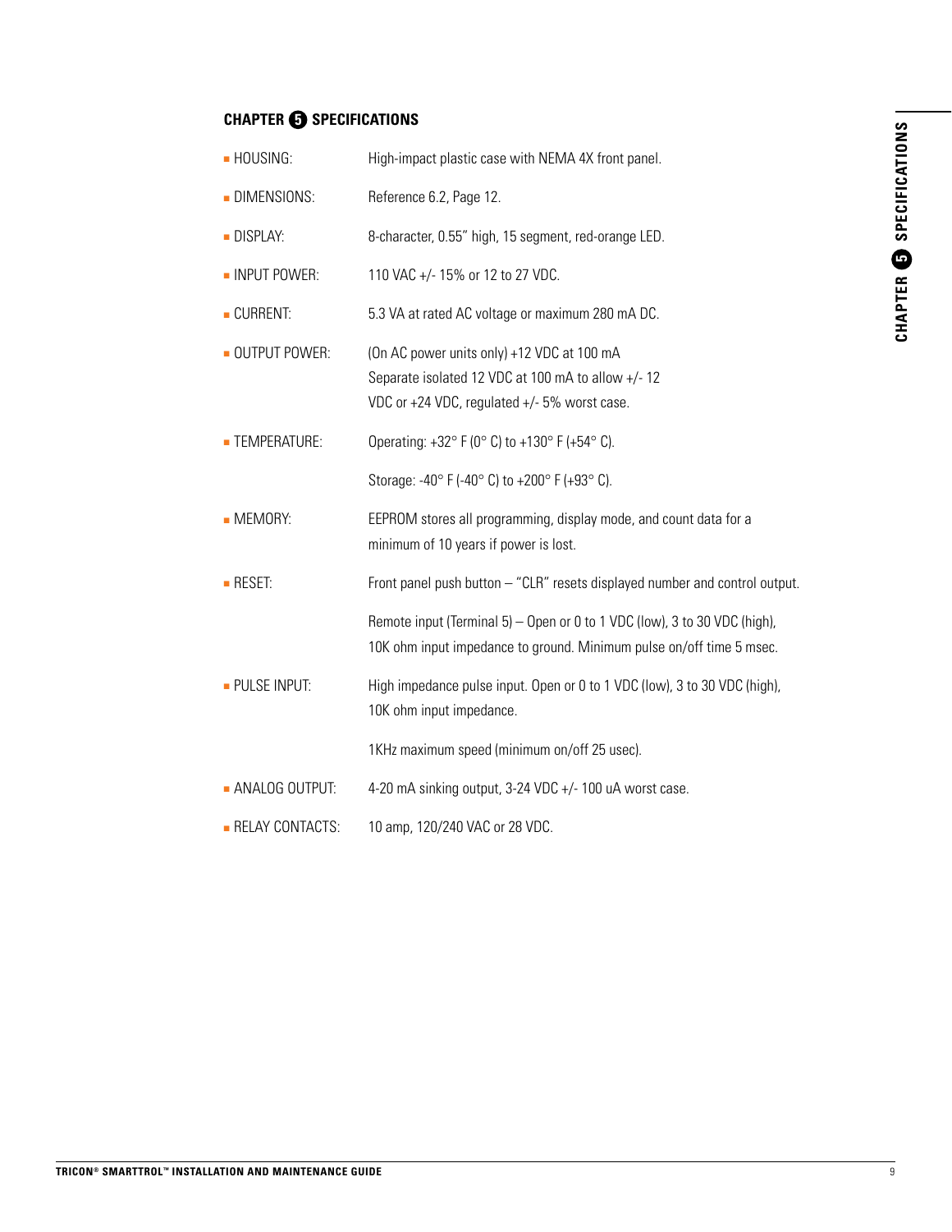## CHAPTER 5 SPECIFICATIONS

- **HOUSING:** High-impact plastic case with NEMA 4X front panel.
- **DIMENSIONS:** Reference 6.2, Page 12.
- **DISPLAY:** 8-character, 0.55" high, 15 segment, red-orange LED.
- **INPUT POWER:** 110 VAC +/- 15% or 12 to 27 VDC.
- **CURRENT:** 5.3 VA at rated AC voltage or maximum 280 mA DC.
- **OUTPUT POWER:** (On AC power units only) +12 VDC at 100 mA
  Separate isolated 12 VDC at 100 mA to allow +/- 12 VDC or +24 VDC, regulated +/- 5% worst case.
- **TEMPERATURE:** Operating: +32° F (0° C) to +130° F (+54° C).
  Storage: -40° F (-40° C) to +200° F (+93° C).
- **MEMORY:** EEPROM stores all programming, display mode, and count data for a minimum of 10 years if power is lost.
- **RESET:** Front panel push button – "CLR" resets displayed number and control output.
  Remote input (Terminal 5) – Open or 0 to 1 VDC (low), 3 to 30 VDC (high), 10K ohm input impedance to ground. Minimum pulse on/off time 5 msec.
- **PULSE INPUT:** High impedance pulse input. Open or 0 to 1 VDC (low), 3 to 30 VDC (high), 10K ohm input impedance.
  1KHz maximum speed (minimum on/off 25 usec).
- **ANALOG OUTPUT:** 4-20 mA sinking output, 3-24 VDC +/- 100 uA worst case.
- **RELAY CONTACTS:** 10 amp, 120/240 VAC or 28 VDC.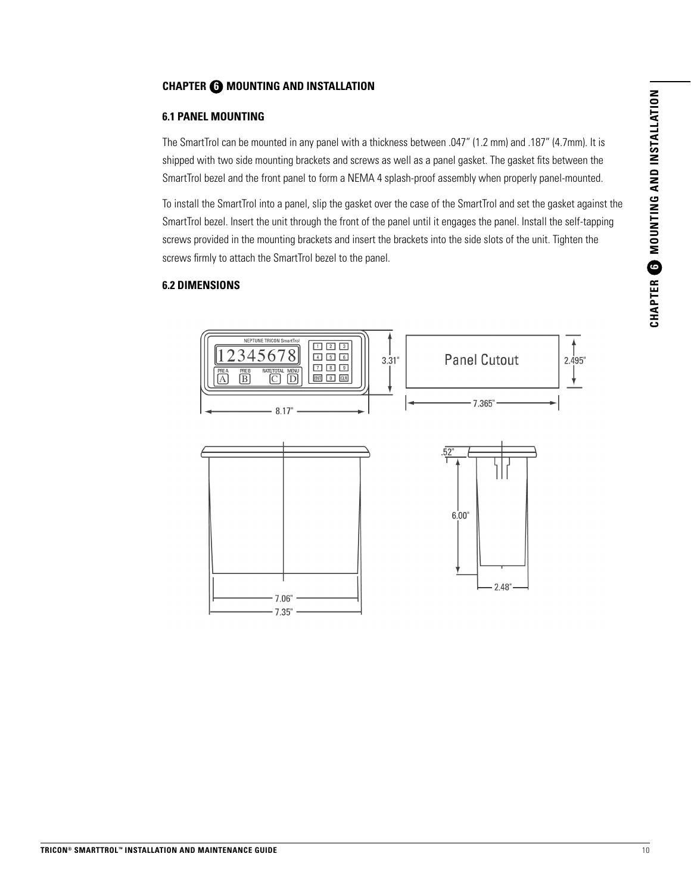# CHAPTER 6 MOUNTING AND INSTALLATION

## 6.1 PANEL MOUNTING

The SmartTrol can be mounted in any panel with a thickness between .047" (1.2 mm) and .187" (4.7mm). It is shipped with two side mounting brackets and screws as well as a panel gasket. The gasket fits between the SmartTrol bezel and the front panel to form a NEMA 4 splash-proof assembly when properly panel-mounted.

To install the SmartTrol into a panel, slip the gasket over the case of the SmartTrol and set the gasket against the SmartTrol bezel. Insert the unit through the front of the panel until it engages the panel. Install the self-tapping screws provided in the mounting brackets and insert the brackets into the side slots of the unit. Tighten the screws firmly to attach the SmartTrol bezel to the panel.

## 6.2 DIMENSIONS

NEPTUNE TRICON SmartTrol

12345678

PRE A | PRE B | RATE/TOTAL | MENU

A | B | C | D

1 2 3 4 5 6 7 8 9 ENT 0 CLR

3.31"

8.17"

Panel Cutout

2.495"

7.365"

7.06"

7.35"

.52"

6.00"

2.48"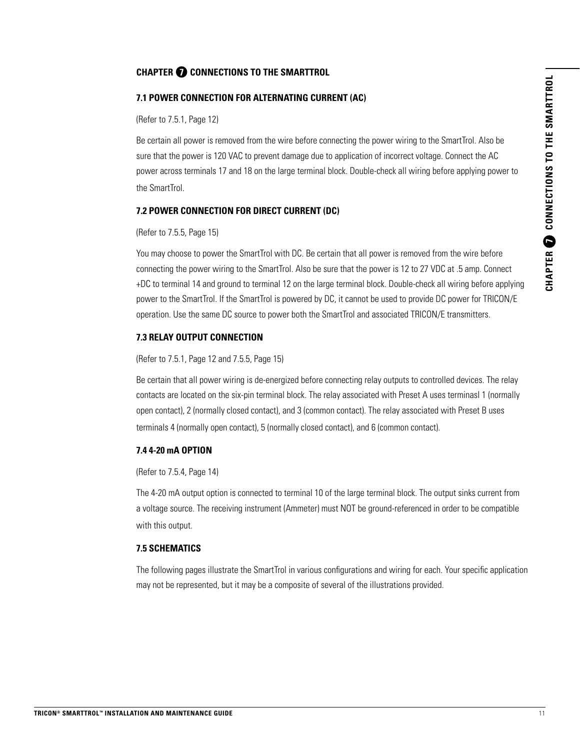## CHAPTER 7 CONNECTIONS TO THE SMARTTROL

### 7.1 POWER CONNECTION FOR ALTERNATING CURRENT (AC)

(Refer to 7.5.1, Page 12)

Be certain all power is removed from the wire before connecting the power wiring to the SmartTrol. Also be sure that the power is 120 VAC to prevent damage due to application of incorrect voltage. Connect the AC power across terminals 17 and 18 on the large terminal block. Double-check all wiring before applying power to the SmartTrol.

### 7.2 POWER CONNECTION FOR DIRECT CURRENT (DC)

(Refer to 7.5.5, Page 15)

You may choose to power the SmartTrol with DC. Be certain that all power is removed from the wire before connecting the power wiring to the SmartTrol. Also be sure that the power is 12 to 27 VDC at .5 amp. Connect +DC to terminal 14 and ground to terminal 12 on the large terminal block. Double-check all wiring before applying power to the SmartTrol. If the SmartTrol is powered by DC, it cannot be used to provide DC power for TRICON/E operation. Use the same DC source to power both the SmartTrol and associated TRICON/E transmitters.

### 7.3 RELAY OUTPUT CONNECTION

(Refer to 7.5.1, Page 12 and 7.5.5, Page 15)

Be certain that all power wiring is de-energized before connecting relay outputs to controlled devices. The relay contacts are located on the six-pin terminal block. The relay associated with Preset A uses terminasl 1 (normally open contact), 2 (normally closed contact), and 3 (common contact). The relay associated with Preset B uses terminals 4 (normally open contact), 5 (normally closed contact), and 6 (common contact).

### 7.4 4-20 mA OPTION

(Refer to 7.5.4, Page 14)

The 4-20 mA output option is connected to terminal 10 of the large terminal block. The output sinks current from a voltage source. The receiving instrument (Ammeter) must NOT be ground-referenced in order to be compatible with this output.

### 7.5 SCHEMATICS

The following pages illustrate the SmartTrol in various configurations and wiring for each. Your specific application may not be represented, but it may be a composite of several of the illustrations provided.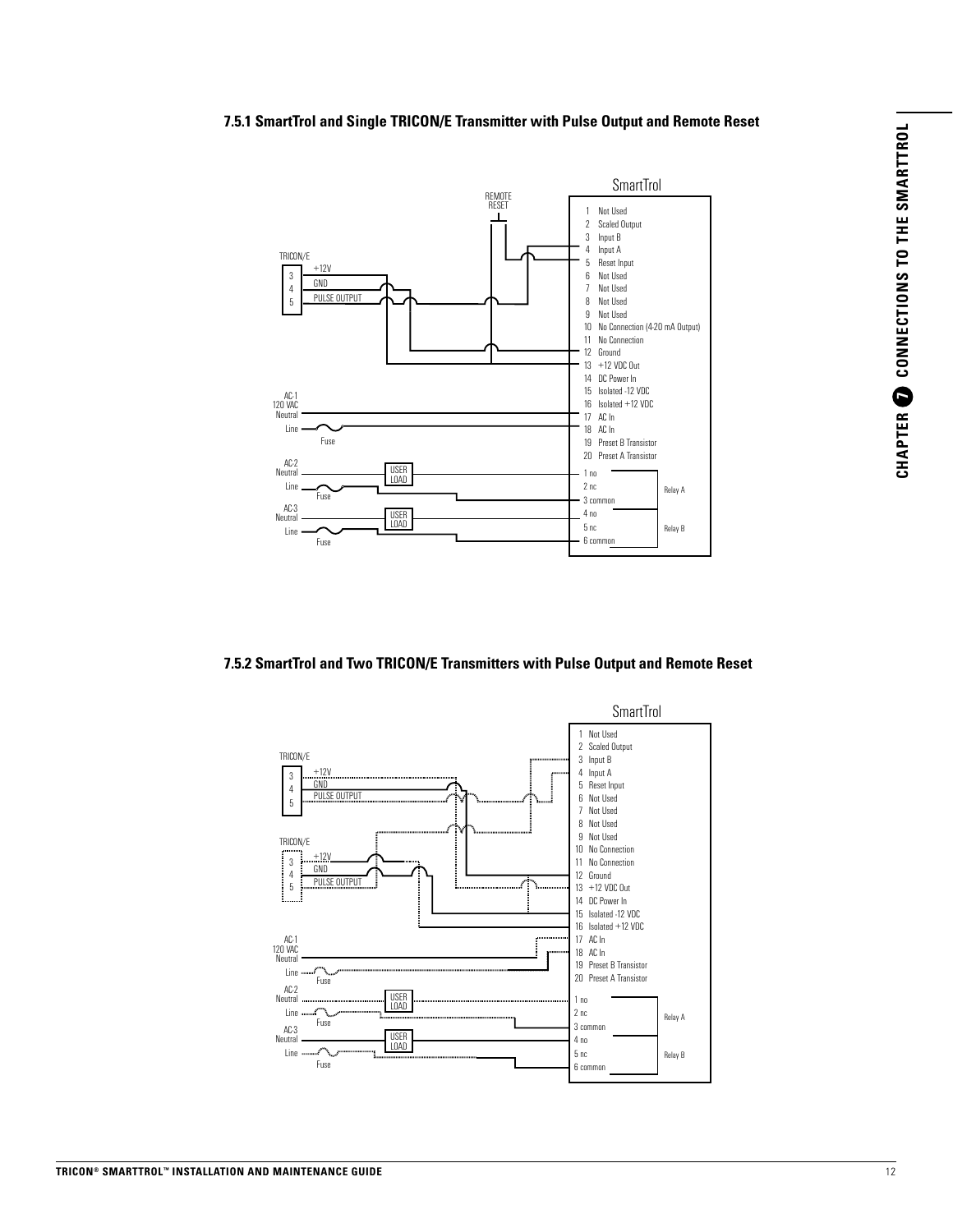### 7.5.1 SmartTrol and Single TRICON/E Transmitter with Pulse Output and Remote Reset

SmartTrol

REMOTE RESET

TRICON/E

3 +12V
4 GND
5 PULSE OUTPUT

1 Not Used
2 Scaled Output
3 Input B
4 Input A
5 Reset Input
6 Not Used
7 Not Used
8 Not Used
9 Not Used
10 No Connection (4-20 mA Output)
11 No Connection
12 Ground
13 +12 VDC Out
14 DC Power In
15 Isolated -12 VDC
16 Isolated +12 VDC
17 AC In
18 AC In
19 Preset B Transistor
20 Preset A Transistor

AC-1 120 VAC Neutral
Line
Fuse

AC-2 Neutral
Line
Fuse
USER LOAD

AC-3 Neutral
Line
Fuse
USER LOAD

1 no
2 nc
3 common
Relay A

4 no
5 nc
6 common
Relay B

### 7.5.2 SmartTrol and Two TRICON/E Transmitters with Pulse Output and Remote Reset

SmartTrol

TRICON/E

3 +12V
4 GND
5 PULSE OUTPUT

TRICON/E

3 +12V
4 GND
5 PULSE OUTPUT

1 Not Used
2 Scaled Output
3 Input B
4 Input A
5 Reset Input
6 Not Used
7 Not Used
8 Not Used
9 Not Used
10 No Connection
11 No Connection
12 Ground
13 +12 VDC Out
14 DC Power In
15 Isolated -12 VDC
16 Isolated +12 VDC
17 AC In
18 AC In
19 Preset B Transistor
20 Preset A Transistor

AC-1 120 VAC Neutral
Line
Fuse

AC-2 Neutral
Line
Fuse
USER LOAD

AC-3 Neutral
Line
Fuse
USER LOAD

1 no
2 nc
3 common
Relay A

4 no
5 nc
6 common
Relay B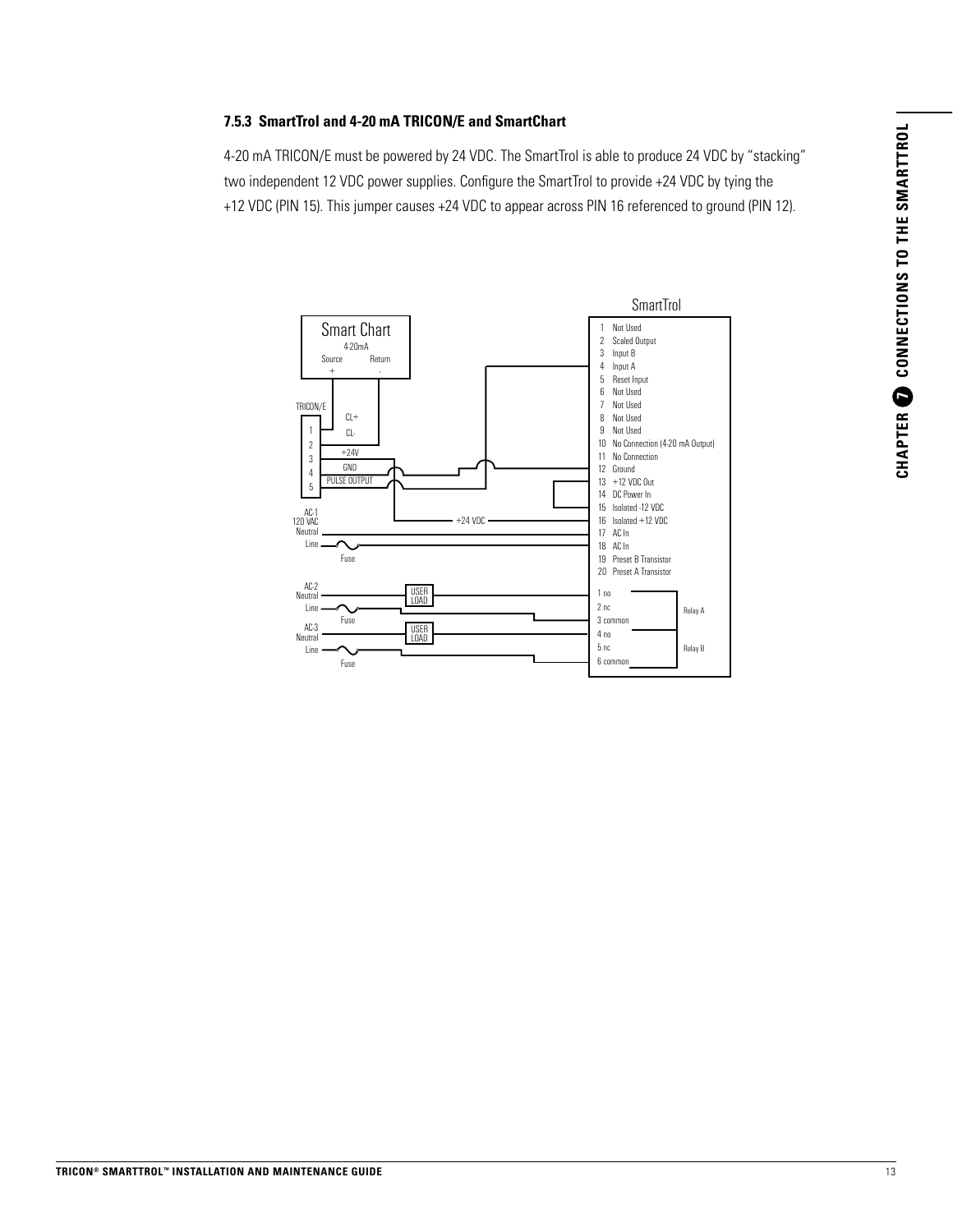### 7.5.3 SmartTrol and 4-20 mA TRICON/E and SmartChart

4-20 mA TRICON/E must be powered by 24 VDC. The SmartTrol is able to produce 24 VDC by "stacking" two independent 12 VDC power supplies. Configure the SmartTrol to provide +24 VDC by tying the +12 VDC (PIN 15). This jumper causes +24 VDC to appear across PIN 16 referenced to ground (PIN 12).

Smart Chart
4-20mA
Source +
Return -

TRICON/E
1 CL+
2 CL-
3 +24V
4 GND
5 PULSE OUTPUT

AC-1
120 VAC
Neutral
Line
Fuse

+24 VDC

AC-2
Neutral
Line
Fuse
USER LOAD

AC-3
Neutral
Line
Fuse
USER LOAD

SmartTrol

1 Not Used
2 Scaled Output
3 Input B
4 Input A
5 Reset Input
6 Not Used
7 Not Used
8 Not Used
9 Not Used
10 No Connection (4-20 mA Output)
11 No Connection
12 Ground
13 +12 VDC Out
14 DC Power In
15 Isolated -12 VDC
16 Isolated +12 VDC
17 AC In
18 AC In
19 Preset B Transistor
20 Preset A Transistor

1 no
2 nc
3 common
Relay A

4 no
5 nc
6 common
Relay B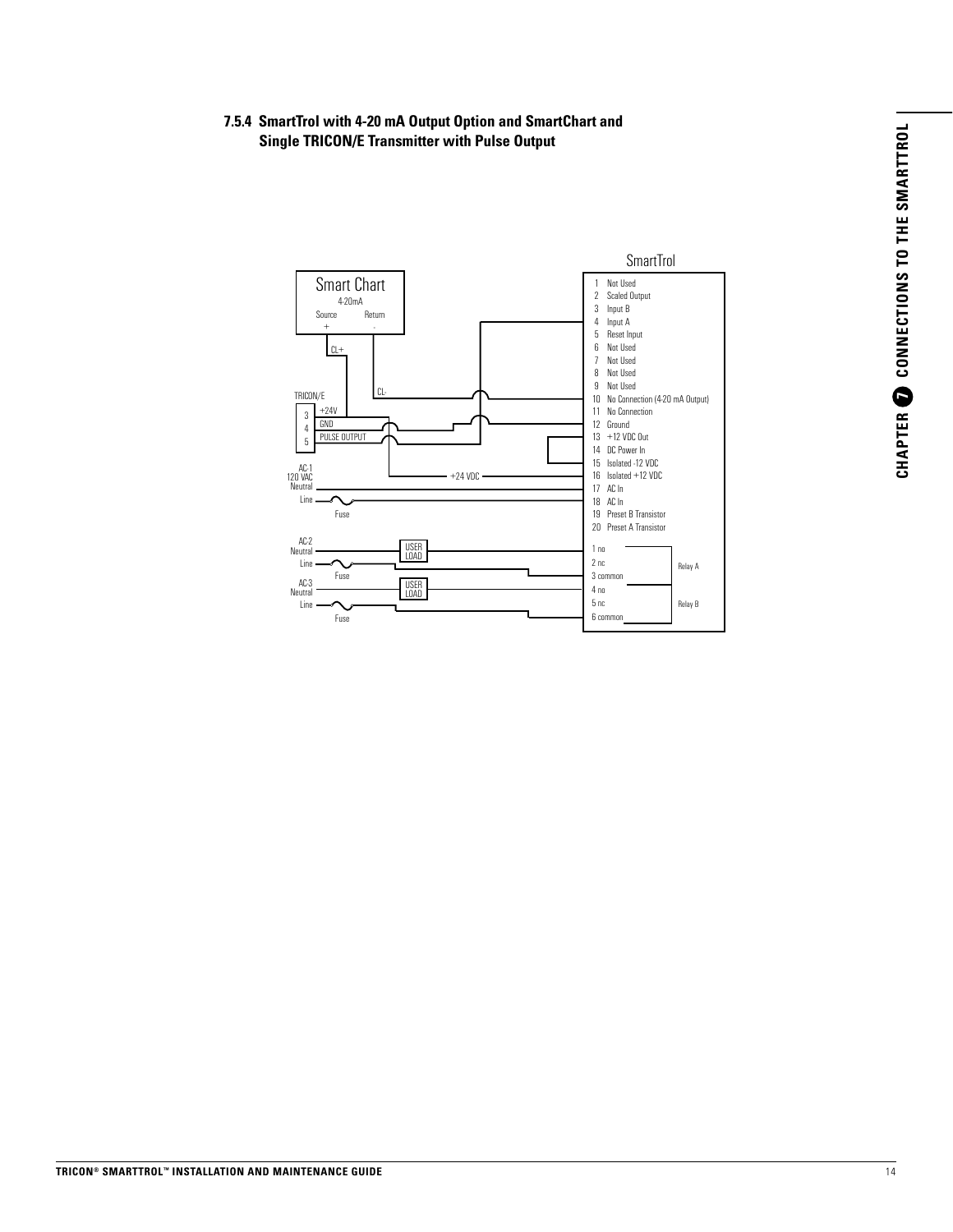### 7.5.4 SmartTrol with 4-20 mA Output Option and SmartChart and Single TRICON/E Transmitter with Pulse Output

SmartTrol

Smart Chart
4-20mA
Source +
Return -

CL+
CL-

TRICON/E
3 +24V
4 GND
5 PULSE OUTPUT

+24 VDC

AC-1
120 VAC
Neutral
Line
Fuse

AC-2
Neutral
Line
Fuse
USER LOAD

AC-3
Neutral
Line
Fuse
USER LOAD

1 Not Used
2 Scaled Output
3 Input B
4 Input A
5 Reset Input
6 Not Used
7 Not Used
8 Not Used
9 Not Used
10 No Connection (4-20 mA Output)
11 No Connection
12 Ground
13 +12 VDC Out
14 DC Power In
15 Isolated -12 VDC
16 Isolated +12 VDC
17 AC In
18 AC In
19 Preset B Transistor
20 Preset A Transistor

1 no
2 nc
3 common
Relay A

4 no
5 nc
6 common
Relay B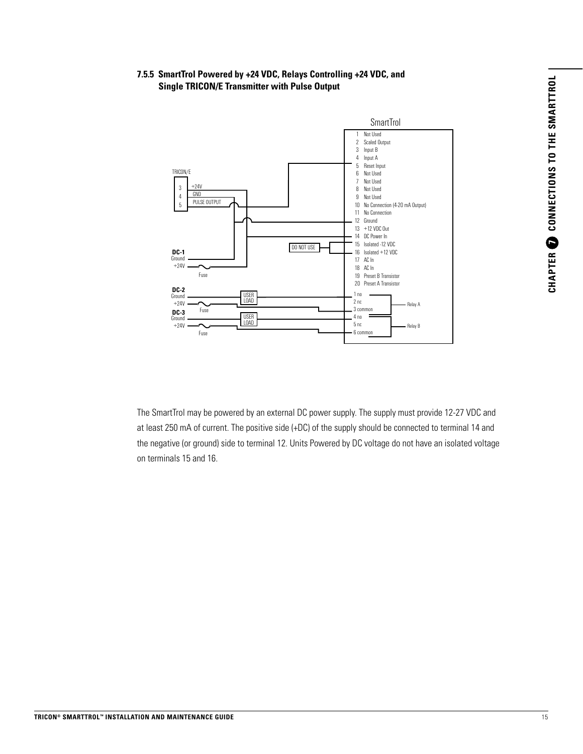### 7.5.5 SmartTrol Powered by +24 VDC, Relays Controlling +24 VDC, and Single TRICON/E Transmitter with Pulse Output

SmartTrol

1 Not Used
2 Scaled Output
3 Input B
4 Input A
5 Reset Input
6 Not Used
7 Not Used
8 Not Used
9 Not Used
10 No Connection (4-20 mA Output)
11 No Connection
12 Ground
13 +12 VDC Out
14 DC Power In
15 Isolated -12 VDC
16 Isolated +12 VDC
17 AC In
18 AC In
19 Preset B Transistor
20 Preset A Transistor

TRICON/E
3 +24V
4 GND
5 PULSE OUTPUT

DO NOT USE

**DC-1**
Ground
+24V
Fuse

**DC-2**
Ground
+24V
Fuse

**DC-3**
Ground
+24V
Fuse

USER LOAD

USER LOAD

1 no
2 nc
3 common
Relay A

4 no
5 nc
6 common
Relay B

The SmartTrol may be powered by an external DC power supply. The supply must provide 12-27 VDC and at least 250 mA of current. The positive side (+DC) of the supply should be connected to terminal 14 and the negative (or ground) side to terminal 12. Units Powered by DC voltage do not have an isolated voltage on terminals 15 and 16.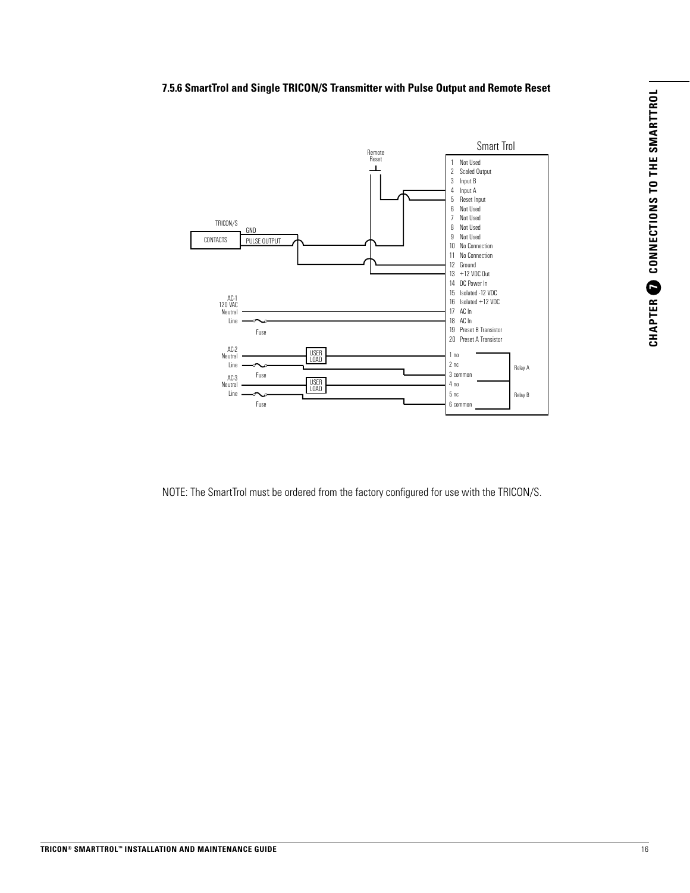### 7.5.6 SmartTrol and Single TRICON/S Transmitter with Pulse Output and Remote Reset

Smart Trol

| Terminal | Function |
|---|---|
| 1 | Not Used |
| 2 | Scaled Output |
| 3 | Input B |
| 4 | Input A |
| 5 | Reset Input |
| 6 | Not Used |
| 7 | Not Used |
| 8 | Not Used |
| 9 | Not Used |
| 10 | No Connection |
| 11 | No Connection |
| 12 | Ground |
| 13 | +12 VDC Out |
| 14 | DC Power In |
| 15 | Isolated -12 VDC |
| 16 | Isolated +12 VDC |
| 17 | AC In |
| 18 | AC In |
| 19 | Preset B Transistor |
| 20 | Preset A Transistor |
| 1 no | Relay A |
| 2 nc | Relay A |
| 3 common | Relay A |
| 4 no | Relay B |
| 5 nc | Relay B |
| 6 common | Relay B |

Remote Reset

TRICON/S: CONTACTS — GND, PULSE OUTPUT

AC-1 120 VAC: Neutral, Line, Fuse

AC-2: Neutral, Line, Fuse, USER LOAD

AC-3: Neutral, Line, Fuse, USER LOAD

NOTE: The SmartTrol must be ordered from the factory configured for use with the TRICON/S.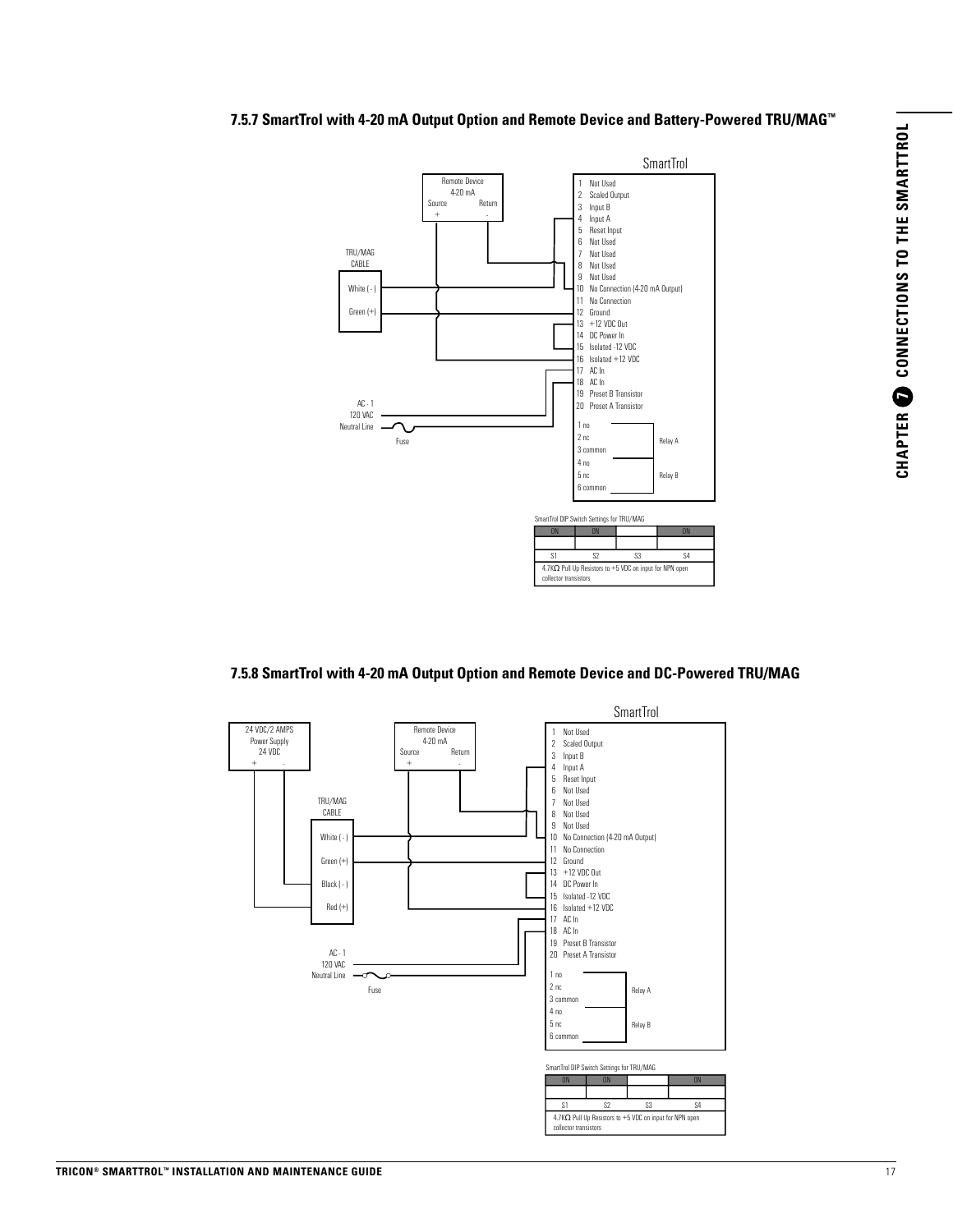### 7.5.7 SmartTrol with 4-20 mA Output Option and Remote Device and Battery-Powered TRU/MAG™

SmartTrol

Remote Device 4-20 mA Source + Return -

TRU/MAG CABLE

White ( - )

Green (+)

AC - 1 120 VAC Neutral Line

Fuse

1 Not Used
2 Scaled Output
3 Input B
4 Input A
5 Reset Input
6 Not Used
7 Not Used
8 Not Used
9 Not Used
10 No Connection (4-20 mA Output)
11 No Connection
12 Ground
13 +12 VDC Out
14 DC Power In
15 Isolated -12 VDC
16 Isolated +12 VDC
17 AC In
18 AC In
19 Preset B Transistor
20 Preset A Transistor

1 no
2 nc
3 common
Relay A

4 no
5 nc
6 common
Relay B

SmartTrol DIP Switch Settings for TRU/MAG

| ON | ON | | ON |
|---|---|---|---|
| | | | |
| S1 | S2 | S3 | S4 |
| 4.7KΩ Pull Up Resistors to +5 VDC on input for NPN open collector transistors | | | |

### 7.5.8 SmartTrol with 4-20 mA Output Option and Remote Device and DC-Powered TRU/MAG

SmartTrol

24 VDC/2 AMPS Power Supply 24 VDC + -

Remote Device 4-20 mA Source + Return -

TRU/MAG CABLE

White ( - )

Green (+)

Black ( - )

Red (+)

AC - 1 120 VAC Neutral Line

Fuse

1 Not Used
2 Scaled Output
3 Input B
4 Input A
5 Reset Input
6 Not Used
7 Not Used
8 Not Used
9 Not Used
10 No Connection (4-20 mA Output)
11 No Connection
12 Ground
13 +12 VDC Out
14 DC Power In
15 Isolated -12 VDC
16 Isolated +12 VDC
17 AC In
18 AC In
19 Preset B Transistor
20 Preset A Transistor

1 no
2 nc
3 common
Relay A

4 no
5 nc
6 common
Relay B

SmartTrol DIP Switch Settings for TRU/MAG

| ON | ON | | ON |
|---|---|---|---|
| | | | |
| S1 | S2 | S3 | S4 |
| 4.7KΩ Pull Up Resistors to +5 VDC on input for NPN open collector transistors | | | |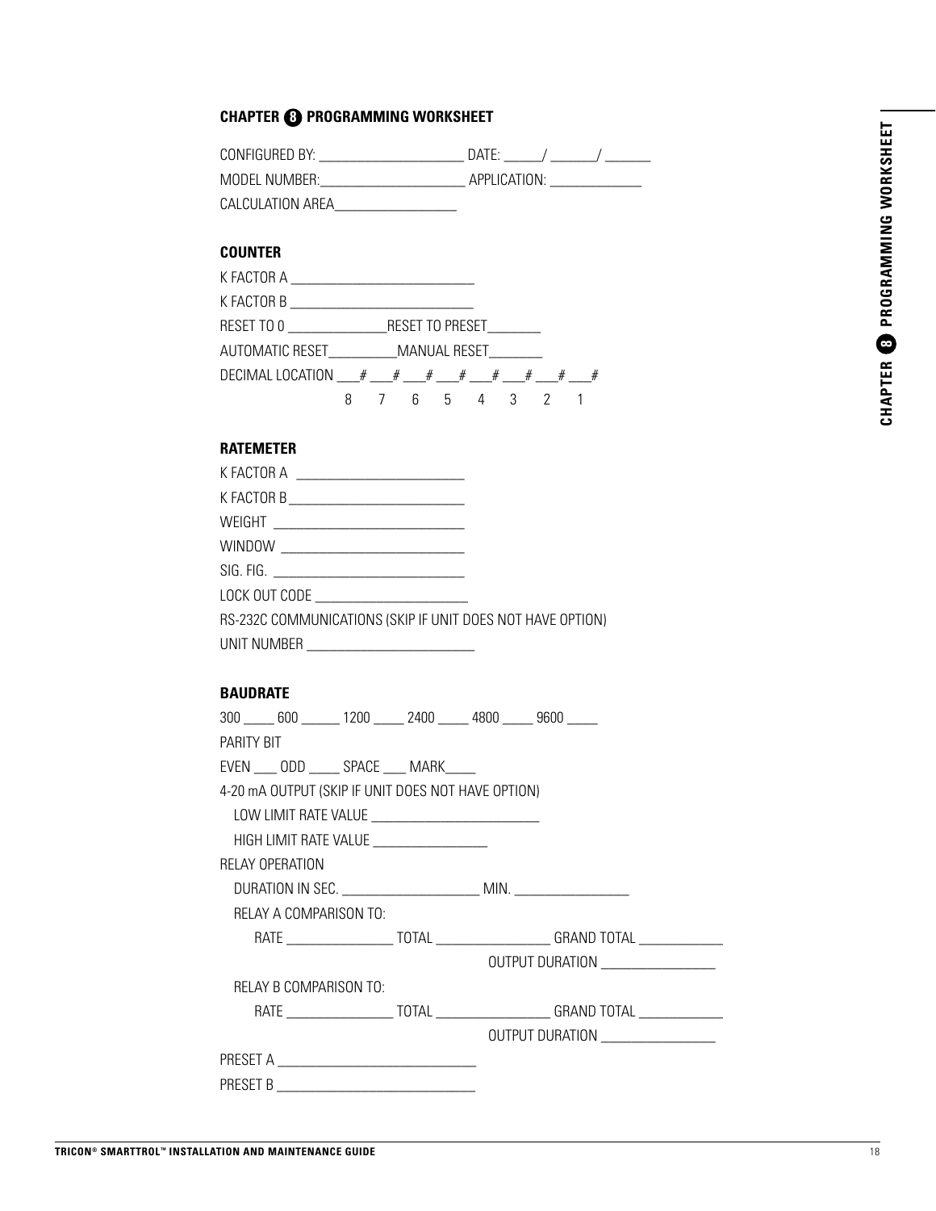## CHAPTER 8 PROGRAMMING WORKSHEET

CONFIGURED BY: ____________________ DATE: _____/ ______/ ______

MODEL NUMBER:____________________ APPLICATION: ____________

CALCULATION AREA________________

### COUNTER

K FACTOR A __________________________

K FACTOR B __________________________

RESET TO 0 ______________RESET TO PRESET_______

AUTOMATIC RESET_________MANUAL RESET_______

DECIMAL LOCATION ___# ___# ___# ___# ___# ___# ___# ___#

8 7 6 5 4 3 2 1

### RATEMETER

K FACTOR A ______________________

K FACTOR B ______________________

WEIGHT ________________________

WINDOW ________________________

SIG. FIG. ________________________

LOCK OUT CODE ____________________

RS-232C COMMUNICATIONS (SKIP IF UNIT DOES NOT HAVE OPTION)

UNIT NUMBER ______________________

### BAUDRATE

300 _____ 600 ______ 1200 _____ 2400 _____ 4800 _____ 9600 _____

PARITY BIT

EVEN ___ ODD ____ SPACE ___ MARK____

4-20 mA OUTPUT (SKIP IF UNIT DOES NOT HAVE OPTION)

LOW LIMIT RATE VALUE ______________________

HIGH LIMIT RATE VALUE ______________

RELAY OPERATION

DURATION IN SEC. ___________________ MIN. _______________

RELAY A COMPARISON TO:

RATE _______________ TOTAL ________________ GRAND TOTAL ___________

OUTPUT DURATION _______________

RELAY B COMPARISON TO:

RATE _______________ TOTAL ________________ GRAND TOTAL ___________

OUTPUT DURATION _______________

PRESET A ___________________________

PRESET B ___________________________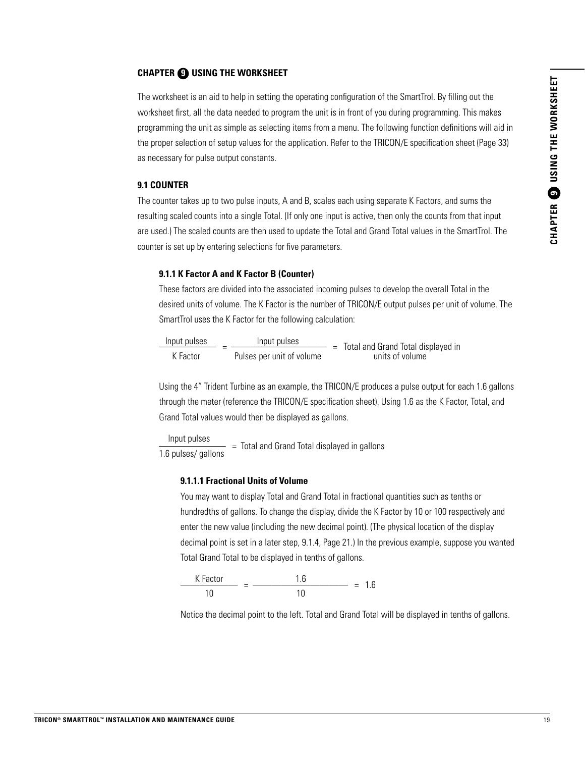## CHAPTER 9 USING THE WORKSHEET

The worksheet is an aid to help in setting the operating configuration of the SmartTrol. By filling out the worksheet first, all the data needed to program the unit is in front of you during programming. This makes programming the unit as simple as selecting items from a menu. The following function definitions will aid in the proper selection of setup values for the application. Refer to the TRICON/E specification sheet (Page 33) as necessary for pulse output constants.

### 9.1 COUNTER

The counter takes up to two pulse inputs, A and B, scales each using separate K Factors, and sums the resulting scaled counts into a single Total. (If only one input is active, then only the counts from that input are used.) The scaled counts are then used to update the Total and Grand Total values in the SmartTrol. The counter is set up by entering selections for five parameters.

#### 9.1.1 K Factor A and K Factor B (Counter)

These factors are divided into the associated incoming pulses to develop the overall Total in the desired units of volume. The K Factor is the number of TRICON/E output pulses per unit of volume. The SmartTrol uses the K Factor for the following calculation:

$$\frac{\text{Input pulses}}{\text{K Factor}} = \frac{\text{Input pulses}}{\text{Pulses per unit of volume}} = \text{Total and Grand Total displayed in units of volume}$$

Using the 4" Trident Turbine as an example, the TRICON/E produces a pulse output for each 1.6 gallons through the meter (reference the TRICON/E specification sheet). Using 1.6 as the K Factor, Total, and Grand Total values would then be displayed as gallons.

$$\frac{\text{Input pulses}}{\text{1.6 pulses/ gallons}} = \text{Total and Grand Total displayed in gallons}$$

##### 9.1.1.1 Fractional Units of Volume

You may want to display Total and Grand Total in fractional quantities such as tenths or hundredths of gallons. To change the display, divide the K Factor by 10 or 100 respectively and enter the new value (including the new decimal point). (The physical location of the display decimal point is set in a later step, 9.1.4, Page 21.) In the previous example, suppose you wanted Total Grand Total to be displayed in tenths of gallons.

$$\frac{\text{K Factor}}{10} = \frac{1.6}{10} = 1.6$$

Notice the decimal point to the left. Total and Grand Total will be displayed in tenths of gallons.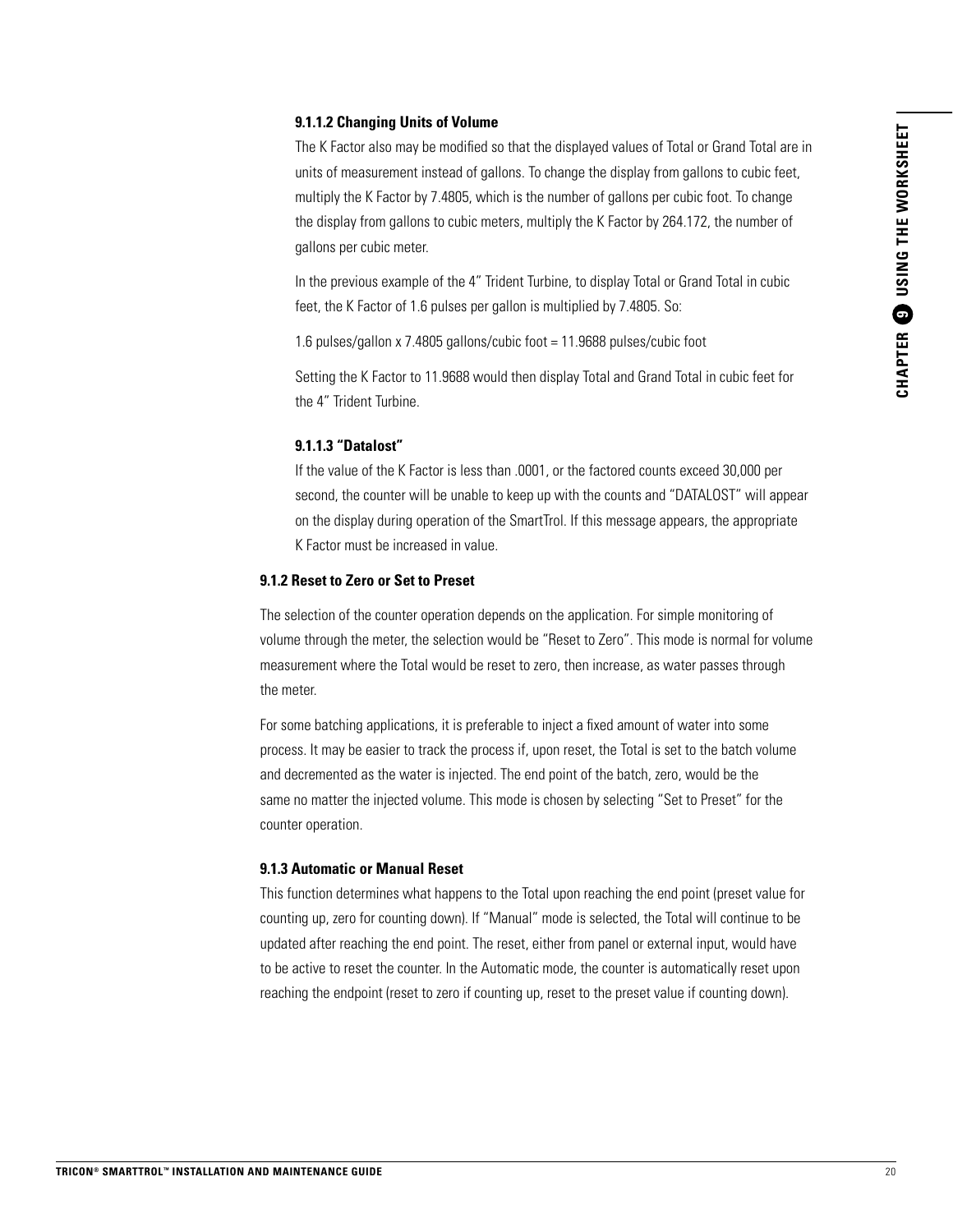#### 9.1.1.2 Changing Units of Volume

The K Factor also may be modified so that the displayed values of Total or Grand Total are in units of measurement instead of gallons. To change the display from gallons to cubic feet, multiply the K Factor by 7.4805, which is the number of gallons per cubic foot. To change the display from gallons to cubic meters, multiply the K Factor by 264.172, the number of gallons per cubic meter.

In the previous example of the 4" Trident Turbine, to display Total or Grand Total in cubic feet, the K Factor of 1.6 pulses per gallon is multiplied by 7.4805. So:

1.6 pulses/gallon x 7.4805 gallons/cubic foot = 11.9688 pulses/cubic foot

Setting the K Factor to 11.9688 would then display Total and Grand Total in cubic feet for the 4" Trident Turbine.

#### 9.1.1.3 "Datalost"

If the value of the K Factor is less than .0001, or the factored counts exceed 30,000 per second, the counter will be unable to keep up with the counts and "DATALOST" will appear on the display during operation of the SmartTrol. If this message appears, the appropriate K Factor must be increased in value.

### 9.1.2 Reset to Zero or Set to Preset

The selection of the counter operation depends on the application. For simple monitoring of volume through the meter, the selection would be "Reset to Zero". This mode is normal for volume measurement where the Total would be reset to zero, then increase, as water passes through the meter.

For some batching applications, it is preferable to inject a fixed amount of water into some process. It may be easier to track the process if, upon reset, the Total is set to the batch volume and decremented as the water is injected. The end point of the batch, zero, would be the same no matter the injected volume. This mode is chosen by selecting "Set to Preset" for the counter operation.

### 9.1.3 Automatic or Manual Reset

This function determines what happens to the Total upon reaching the end point (preset value for counting up, zero for counting down). If "Manual" mode is selected, the Total will continue to be updated after reaching the end point. The reset, either from panel or external input, would have to be active to reset the counter. In the Automatic mode, the counter is automatically reset upon reaching the endpoint (reset to zero if counting up, reset to the preset value if counting down).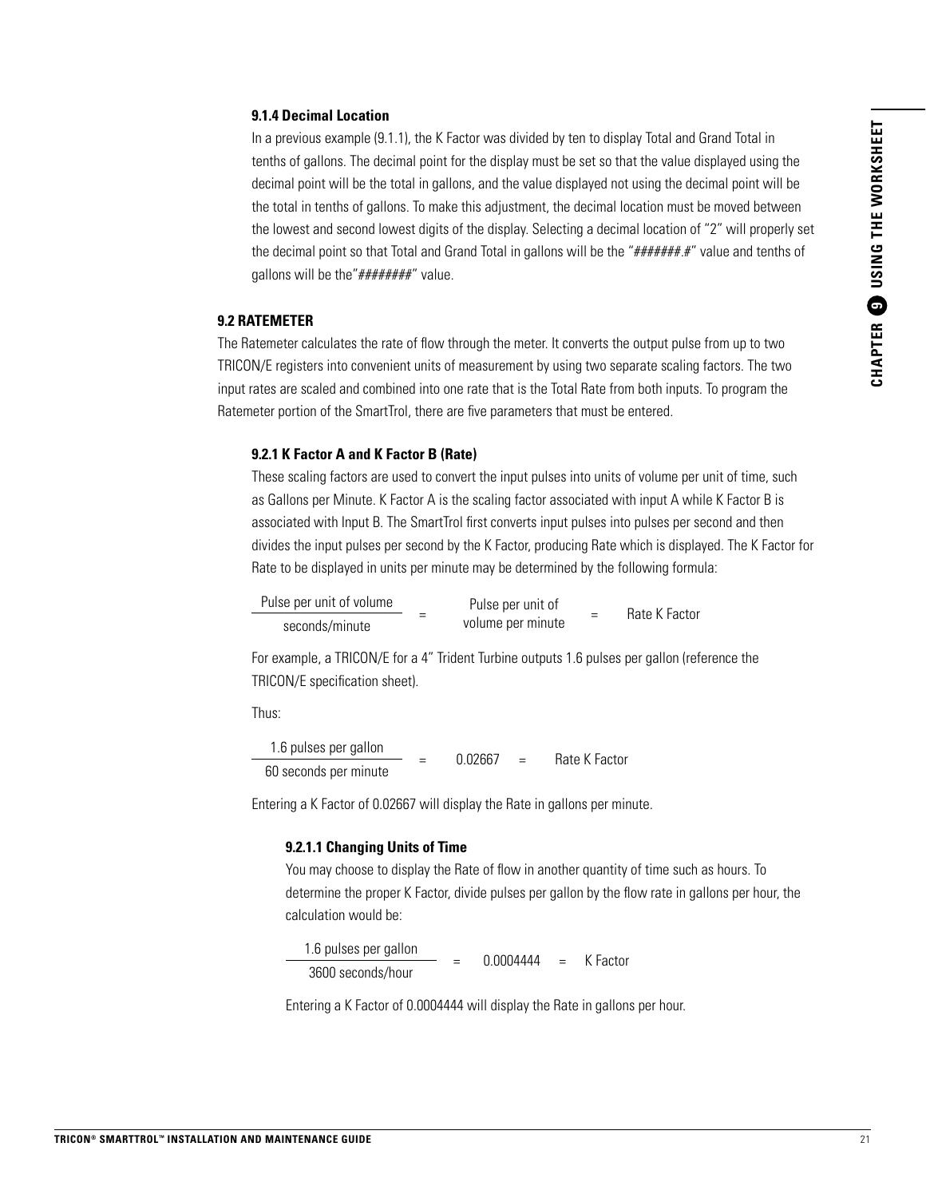### 9.1.4 Decimal Location

In a previous example (9.1.1), the K Factor was divided by ten to display Total and Grand Total in tenths of gallons. The decimal point for the display must be set so that the value displayed using the decimal point will be the total in gallons, and the value displayed not using the decimal point will be the total in tenths of gallons. To make this adjustment, the decimal location must be moved between the lowest and second lowest digits of the display. Selecting a decimal location of "2" will properly set the decimal point so that Total and Grand Total in gallons will be the "*#######.#*" value and tenths of gallons will be the"*########*" value.

## 9.2 RATEMETER

The Ratemeter calculates the rate of flow through the meter. It converts the output pulse from up to two TRICON/E registers into convenient units of measurement by using two separate scaling factors. The two input rates are scaled and combined into one rate that is the Total Rate from both inputs. To program the Ratemeter portion of the SmartTrol, there are five parameters that must be entered.

### 9.2.1 K Factor A and K Factor B (Rate)

These scaling factors are used to convert the input pulses into units of volume per unit of time, such as Gallons per Minute. K Factor A is the scaling factor associated with input A while K Factor B is associated with Input B. The SmartTrol first converts input pulses into pulses per second and then divides the input pulses per second by the K Factor, producing Rate which is displayed. The K Factor for Rate to be displayed in units per minute may be determined by the following formula:

$$\frac{\text{Pulse per unit of volume}}{\text{seconds/minute}} = \text{Pulse per unit of volume per minute} = \text{Rate K Factor}$$

For example, a TRICON/E for a 4" Trident Turbine outputs 1.6 pulses per gallon (reference the TRICON/E specification sheet).

Thus:

$$\frac{\text{1.6 pulses per gallon}}{\text{60 seconds per minute}} = 0.02667 = \text{Rate K Factor}$$

Entering a K Factor of 0.02667 will display the Rate in gallons per minute.

#### 9.2.1.1 Changing Units of Time

You may choose to display the Rate of flow in another quantity of time such as hours. To determine the proper K Factor, divide pulses per gallon by the flow rate in gallons per hour, the calculation would be:

$$\frac{\text{1.6 pulses per gallon}}{\text{3600 seconds/hour}} = 0.0004444 = \text{K Factor}$$

Entering a K Factor of 0.0004444 will display the Rate in gallons per hour.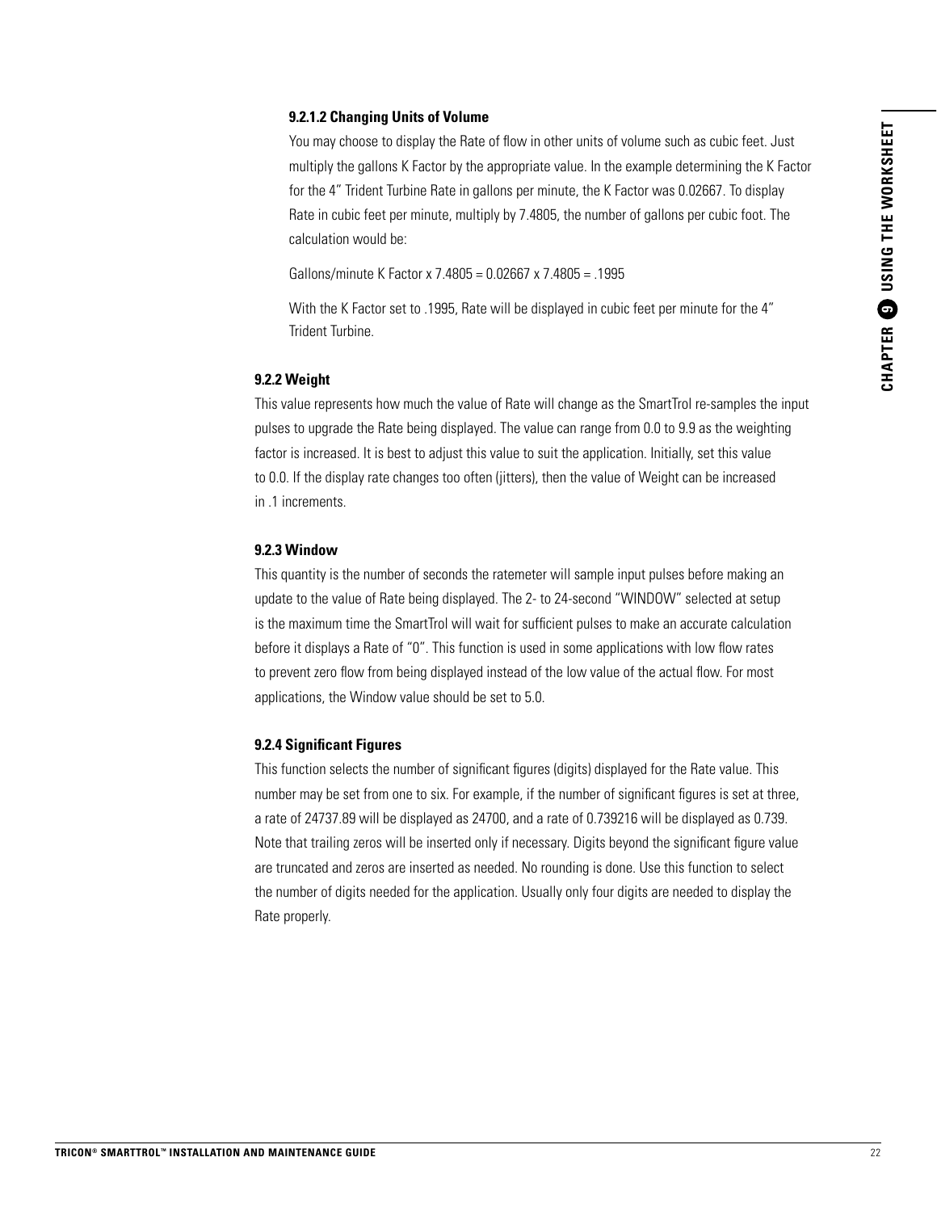#### 9.2.1.2 Changing Units of Volume

You may choose to display the Rate of flow in other units of volume such as cubic feet. Just multiply the gallons K Factor by the appropriate value. In the example determining the K Factor for the 4" Trident Turbine Rate in gallons per minute, the K Factor was 0.02667. To display Rate in cubic feet per minute, multiply by 7.4805, the number of gallons per cubic foot. The calculation would be:

Gallons/minute K Factor x 7.4805 = 0.02667 x 7.4805 = .1995

With the K Factor set to .1995, Rate will be displayed in cubic feet per minute for the 4" Trident Turbine.

### 9.2.2 Weight

This value represents how much the value of Rate will change as the SmartTrol re-samples the input pulses to upgrade the Rate being displayed. The value can range from 0.0 to 9.9 as the weighting factor is increased. It is best to adjust this value to suit the application. Initially, set this value to 0.0. If the display rate changes too often (jitters), then the value of Weight can be increased in .1 increments.

### 9.2.3 Window

This quantity is the number of seconds the ratemeter will sample input pulses before making an update to the value of Rate being displayed. The 2- to 24-second "WINDOW" selected at setup is the maximum time the SmartTrol will wait for sufficient pulses to make an accurate calculation before it displays a Rate of "0". This function is used in some applications with low flow rates to prevent zero flow from being displayed instead of the low value of the actual flow. For most applications, the Window value should be set to 5.0.

### 9.2.4 Significant Figures

This function selects the number of significant figures (digits) displayed for the Rate value. This number may be set from one to six. For example, if the number of significant figures is set at three, a rate of 24737.89 will be displayed as 24700, and a rate of 0.739216 will be displayed as 0.739. Note that trailing zeros will be inserted only if necessary. Digits beyond the significant figure value are truncated and zeros are inserted as needed. No rounding is done. Use this function to select the number of digits needed for the application. Usually only four digits are needed to display the Rate properly.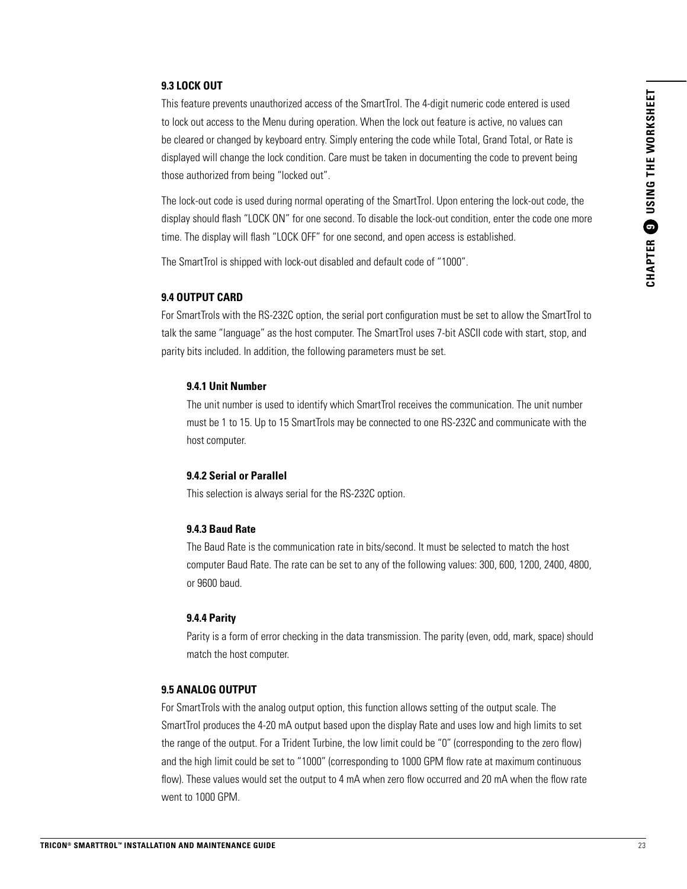### 9.3 LOCK OUT

This feature prevents unauthorized access of the SmartTrol. The 4-digit numeric code entered is used to lock out access to the Menu during operation. When the lock out feature is active, no values can be cleared or changed by keyboard entry. Simply entering the code while Total, Grand Total, or Rate is displayed will change the lock condition. Care must be taken in documenting the code to prevent being those authorized from being "locked out".

The lock-out code is used during normal operating of the SmartTrol. Upon entering the lock-out code, the display should flash "LOCK ON" for one second. To disable the lock-out condition, enter the code one more time. The display will flash "LOCK OFF" for one second, and open access is established.

The SmartTrol is shipped with lock-out disabled and default code of "1000".

### 9.4 OUTPUT CARD

For SmartTrols with the RS-232C option, the serial port configuration must be set to allow the SmartTrol to talk the same "language" as the host computer. The SmartTrol uses 7-bit ASCII code with start, stop, and parity bits included. In addition, the following parameters must be set.

#### 9.4.1 Unit Number

The unit number is used to identify which SmartTrol receives the communication. The unit number must be 1 to 15. Up to 15 SmartTrols may be connected to one RS-232C and communicate with the host computer.

#### 9.4.2 Serial or Parallel

This selection is always serial for the RS-232C option.

#### 9.4.3 Baud Rate

The Baud Rate is the communication rate in bits/second. It must be selected to match the host computer Baud Rate. The rate can be set to any of the following values: 300, 600, 1200, 2400, 4800, or 9600 baud.

#### 9.4.4 Parity

Parity is a form of error checking in the data transmission. The parity (even, odd, mark, space) should match the host computer.

### 9.5 ANALOG OUTPUT

For SmartTrols with the analog output option, this function allows setting of the output scale. The SmartTrol produces the 4-20 mA output based upon the display Rate and uses low and high limits to set the range of the output. For a Trident Turbine, the low limit could be "0" (corresponding to the zero flow) and the high limit could be set to "1000" (corresponding to 1000 GPM flow rate at maximum continuous flow). These values would set the output to 4 mA when zero flow occurred and 20 mA when the flow rate went to 1000 GPM.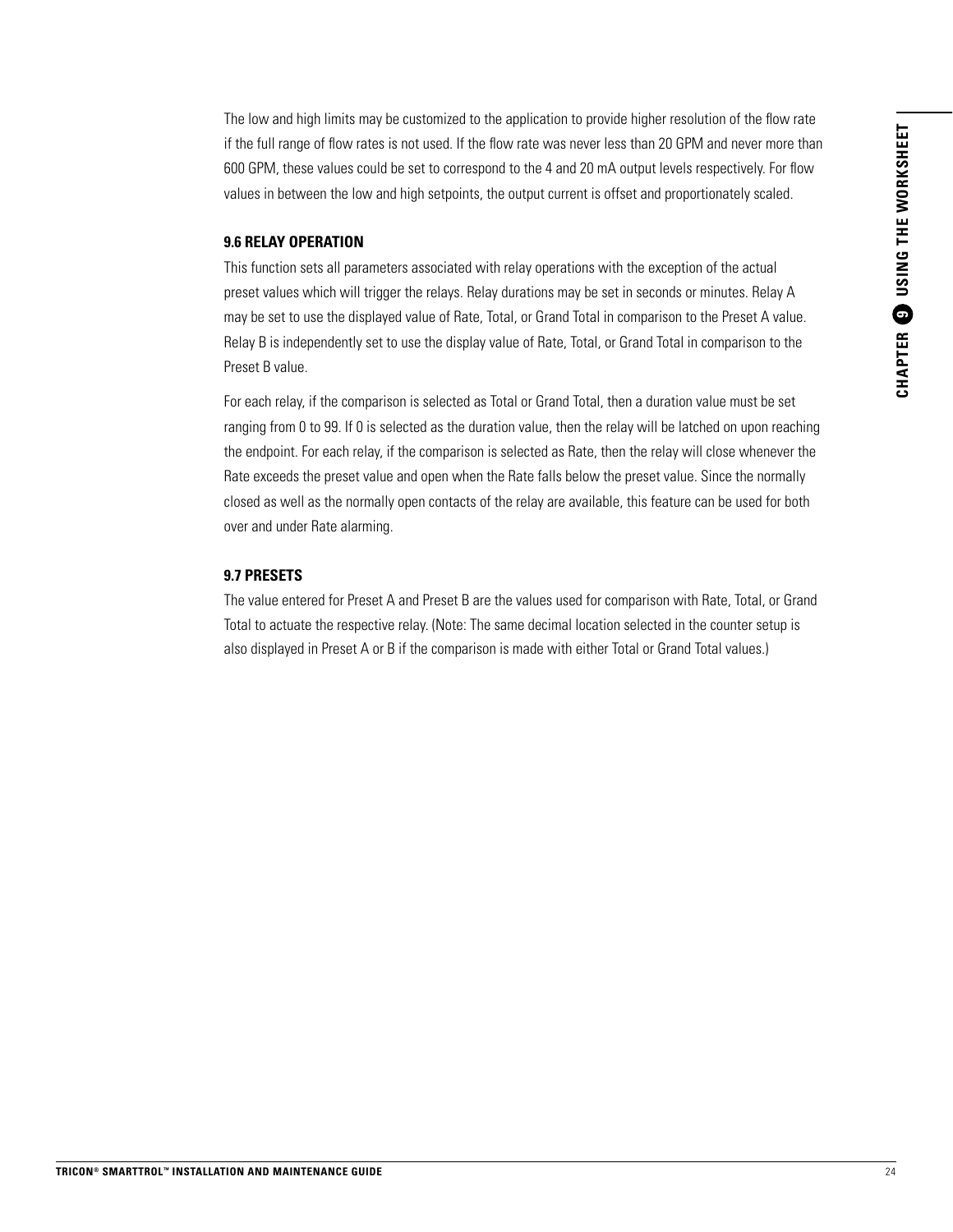The low and high limits may be customized to the application to provide higher resolution of the flow rate if the full range of flow rates is not used. If the flow rate was never less than 20 GPM and never more than 600 GPM, these values could be set to correspond to the 4 and 20 mA output levels respectively. For flow values in between the low and high setpoints, the output current is offset and proportionately scaled.

### 9.6 RELAY OPERATION

This function sets all parameters associated with relay operations with the exception of the actual preset values which will trigger the relays. Relay durations may be set in seconds or minutes. Relay A may be set to use the displayed value of Rate, Total, or Grand Total in comparison to the Preset A value. Relay B is independently set to use the display value of Rate, Total, or Grand Total in comparison to the Preset B value.

For each relay, if the comparison is selected as Total or Grand Total, then a duration value must be set ranging from 0 to 99. If 0 is selected as the duration value, then the relay will be latched on upon reaching the endpoint. For each relay, if the comparison is selected as Rate, then the relay will close whenever the Rate exceeds the preset value and open when the Rate falls below the preset value. Since the normally closed as well as the normally open contacts of the relay are available, this feature can be used for both over and under Rate alarming.

### 9.7 PRESETS

The value entered for Preset A and Preset B are the values used for comparison with Rate, Total, or Grand Total to actuate the respective relay. (Note: The same decimal location selected in the counter setup is also displayed in Preset A or B if the comparison is made with either Total or Grand Total values.)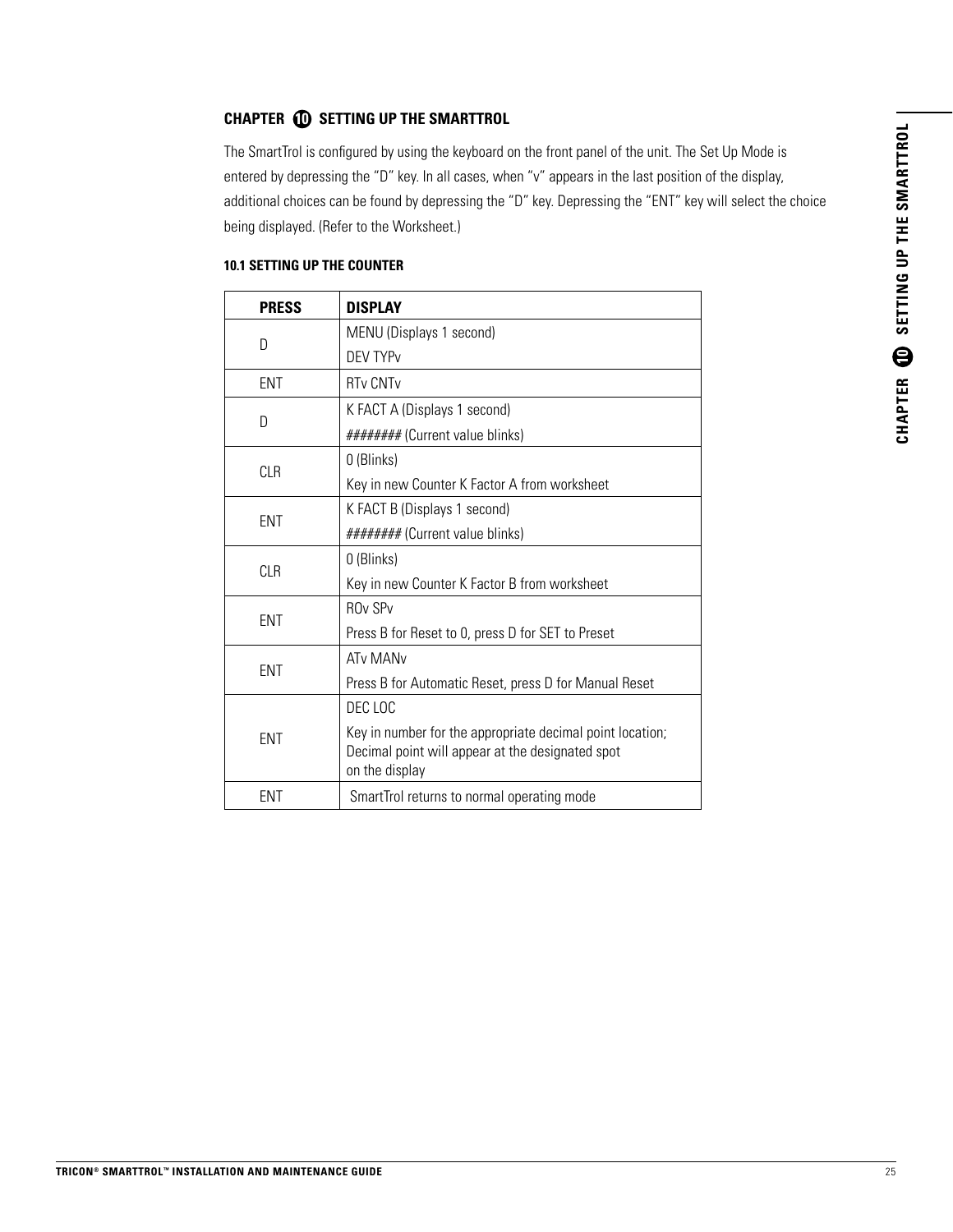## CHAPTER 10 SETTING UP THE SMARTTROL

The SmartTrol is configured by using the keyboard on the front panel of the unit. The Set Up Mode is entered by depressing the "D" key. In all cases, when "v" appears in the last position of the display, additional choices can be found by depressing the "D" key. Depressing the "ENT" key will select the choice being displayed. (Refer to the Worksheet.)

### 10.1 SETTING UP THE COUNTER

| PRESS | DISPLAY |
|---|---|
| D | MENU (Displays 1 second) |
| | DEV TYPv |
| ENT | RTv CNTv |
| D | K FACT A (Displays 1 second) |
| | ######## (Current value blinks) |
| CLR | 0 (Blinks) |
| | Key in new Counter K Factor A from worksheet |
| ENT | K FACT B (Displays 1 second) |
| | ######## (Current value blinks) |
| CLR | 0 (Blinks) |
| | Key in new Counter K Factor B from worksheet |
| ENT | ROv SPv |
| | Press B for Reset to 0, press D for SET to Preset |
| ENT | ATv MANv |
| | Press B for Automatic Reset, press D for Manual Reset |
| ENT | DEC LOC |
| | Key in number for the appropriate decimal point location; Decimal point will appear at the designated spot on the display |
| ENT | SmartTrol returns to normal operating mode |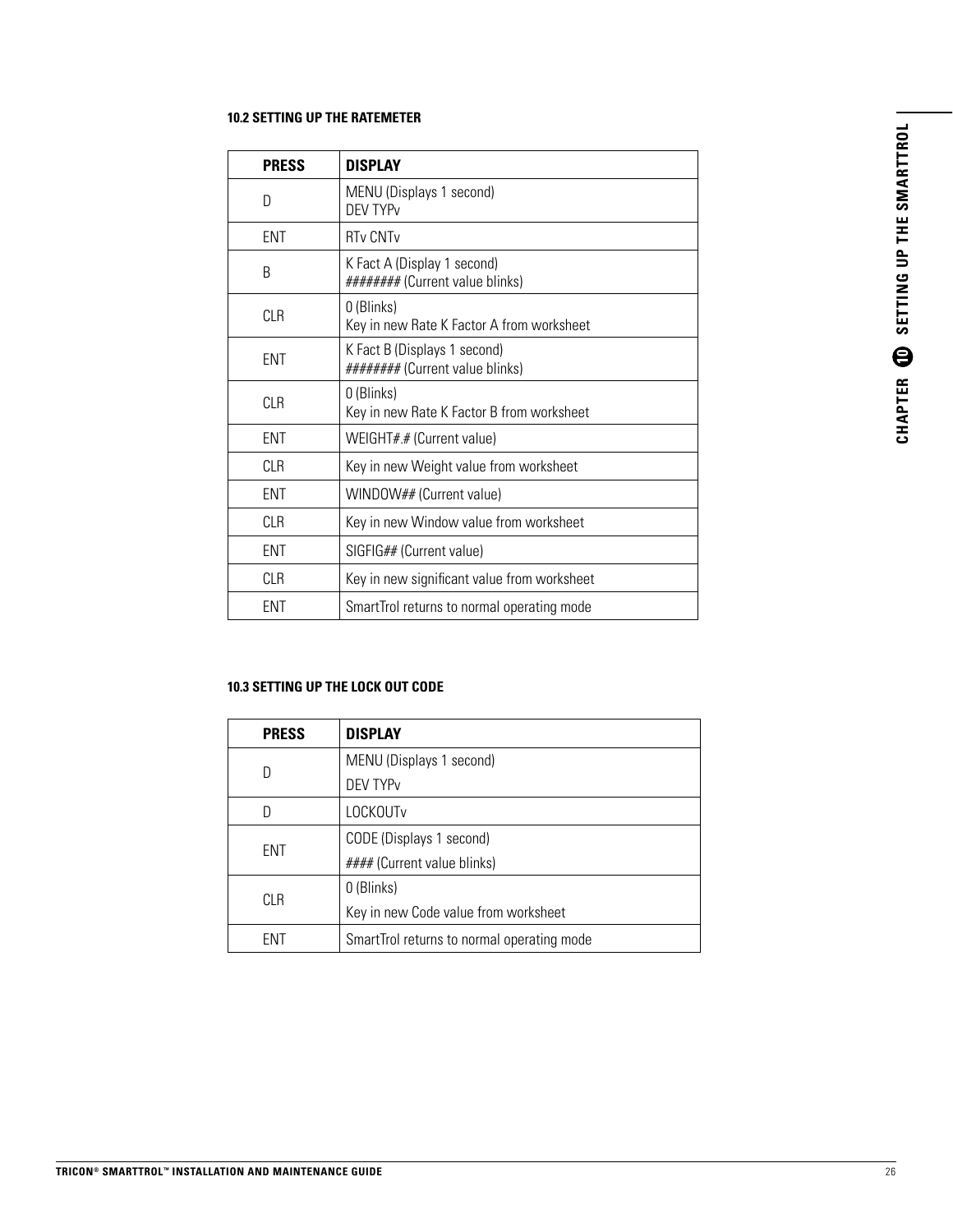### 10.2 SETTING UP THE RATEMETER

| PRESS | DISPLAY |
|---|---|
| D | MENU (Displays 1 second)<br>DEV TYPv |
| ENT | RTv CNTv |
| B | K Fact A (Display 1 second)<br>####### (Current value blinks) |
| CLR | 0 (Blinks)<br>Key in new Rate K Factor A from worksheet |
| ENT | K Fact B (Displays 1 second)<br>####### (Current value blinks) |
| CLR | 0 (Blinks)<br>Key in new Rate K Factor B from worksheet |
| ENT | WEIGHT#.# (Current value) |
| CLR | Key in new Weight value from worksheet |
| ENT | WINDOW## (Current value) |
| CLR | Key in new Window value from worksheet |
| ENT | SIGFIG## (Current value) |
| CLR | Key in new significant value from worksheet |
| ENT | SmartTrol returns to normal operating mode |

### 10.3 SETTING UP THE LOCK OUT CODE

| PRESS | DISPLAY |
|---|---|
| D | MENU (Displays 1 second)<br>DEV TYPv |
| D | LOCKOUTv |
| ENT | CODE (Displays 1 second)<br>#### (Current value blinks) |
| CLR | 0 (Blinks)<br>Key in new Code value from worksheet |
| ENT | SmartTrol returns to normal operating mode |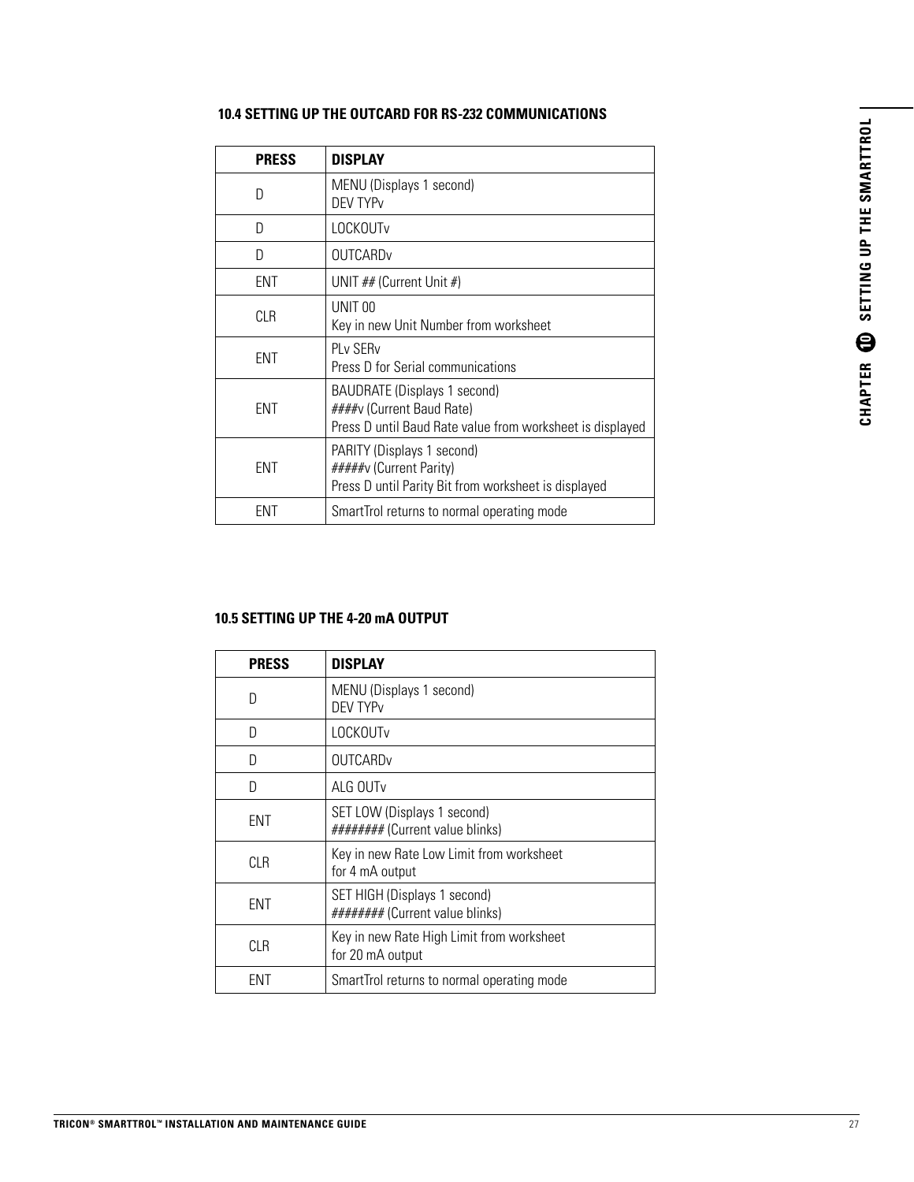### 10.4 SETTING UP THE OUTCARD FOR RS-232 COMMUNICATIONS

| PRESS | DISPLAY |
| --- | --- |
| D | MENU (Displays 1 second)<br>DEV TYPv |
| D | LOCKOUTv |
| D | OUTCARDv |
| ENT | UNIT ## (Current Unit #) |
| CLR | UNIT 00<br>Key in new Unit Number from worksheet |
| ENT | PLv SERv<br>Press D for Serial communications |
| ENT | BAUDRATE (Displays 1 second)<br>####v (Current Baud Rate)<br>Press D until Baud Rate value from worksheet is displayed |
| ENT | PARITY (Displays 1 second)<br>#####v (Current Parity)<br>Press D until Parity Bit from worksheet is displayed |
| ENT | SmartTrol returns to normal operating mode |

### 10.5 SETTING UP THE 4-20 mA OUTPUT

| PRESS | DISPLAY |
| --- | --- |
| D | MENU (Displays 1 second)<br>DEV TYPv |
| D | LOCKOUTv |
| D | OUTCARDv |
| D | ALG OUTv |
| ENT | SET LOW (Displays 1 second)<br>######## (Current value blinks) |
| CLR | Key in new Rate Low Limit from worksheet<br>for 4 mA output |
| ENT | SET HIGH (Displays 1 second)<br>######## (Current value blinks) |
| CLR | Key in new Rate High Limit from worksheet<br>for 20 mA output |
| ENT | SmartTrol returns to normal operating mode |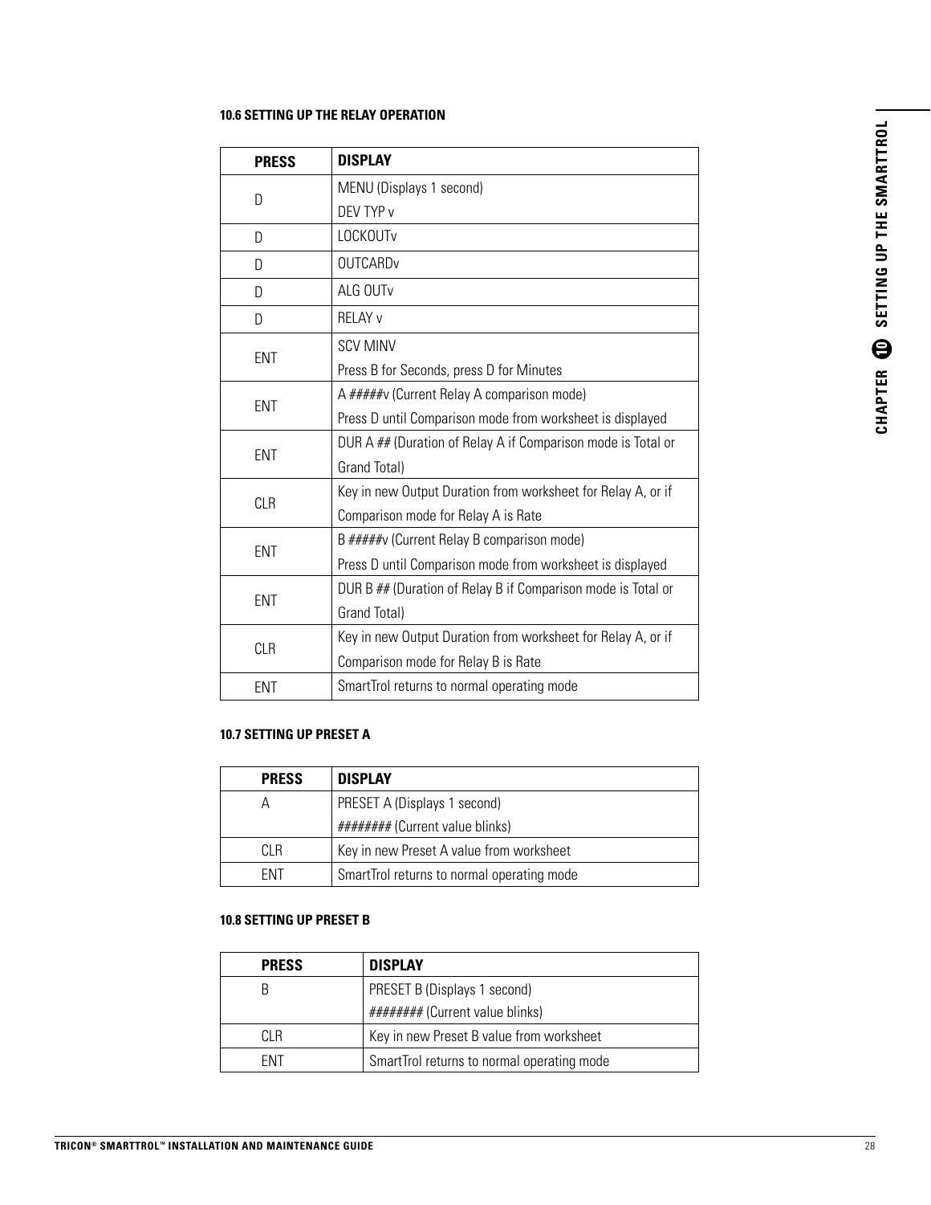### 10.6 SETTING UP THE RELAY OPERATION

| PRESS | DISPLAY |
|---|---|
| D | MENU (Displays 1 second)<br>DEV TYP v |
| D | LOCKOUTv |
| D | OUTCARDv |
| D | ALG OUTv |
| D | RELAY v |
| ENT | SCV MINV<br>Press B for Seconds, press D for Minutes |
| ENT | A #####v (Current Relay A comparison mode)<br>Press D until Comparison mode from worksheet is displayed |
| ENT | DUR A ## (Duration of Relay A if Comparison mode is Total or Grand Total) |
| CLR | Key in new Output Duration from worksheet for Relay A, or if Comparison mode for Relay A is Rate |
| ENT | B #####v (Current Relay B comparison mode)<br>Press D until Comparison mode from worksheet is displayed |
| ENT | DUR B ## (Duration of Relay B if Comparison mode is Total or Grand Total) |
| CLR | Key in new Output Duration from worksheet for Relay A, or if Comparison mode for Relay B is Rate |
| ENT | SmartTrol returns to normal operating mode |

### 10.7 SETTING UP PRESET A

| PRESS | DISPLAY |
|---|---|
| A | PRESET A (Displays 1 second)<br>######## (Current value blinks) |
| CLR | Key in new Preset A value from worksheet |
| ENT | SmartTrol returns to normal operating mode |

### 10.8 SETTING UP PRESET B

| PRESS | DISPLAY |
|---|---|
| B | PRESET B (Displays 1 second)<br>######## (Current value blinks) |
| CLR | Key in new Preset B value from worksheet |
| ENT | SmartTrol returns to normal operating mode |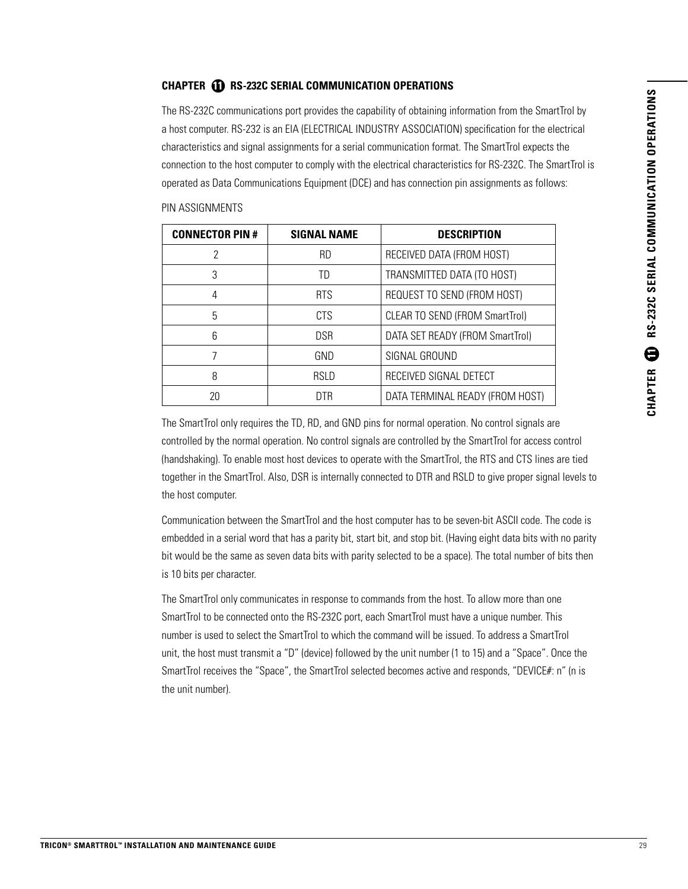## CHAPTER 11 RS-232C SERIAL COMMUNICATION OPERATIONS

The RS-232C communications port provides the capability of obtaining information from the SmartTrol by a host computer. RS-232 is an EIA (ELECTRICAL INDUSTRY ASSOCIATION) specification for the electrical characteristics and signal assignments for a serial communication format. The SmartTrol expects the connection to the host computer to comply with the electrical characteristics for RS-232C. The SmartTrol is operated as Data Communications Equipment (DCE) and has connection pin assignments as follows:

PIN ASSIGNMENTS

| CONNECTOR PIN # | SIGNAL NAME | DESCRIPTION |
|---|---|---|
| 2 | RD | RECEIVED DATA (FROM HOST) |
| 3 | TD | TRANSMITTED DATA (TO HOST) |
| 4 | RTS | REQUEST TO SEND (FROM HOST) |
| 5 | CTS | CLEAR TO SEND (FROM SmartTrol) |
| 6 | DSR | DATA SET READY (FROM SmartTrol) |
| 7 | GND | SIGNAL GROUND |
| 8 | RSLD | RECEIVED SIGNAL DETECT |
| 20 | DTR | DATA TERMINAL READY (FROM HOST) |

The SmartTrol only requires the TD, RD, and GND pins for normal operation. No control signals are controlled by the normal operation. No control signals are controlled by the SmartTrol for access control (handshaking). To enable most host devices to operate with the SmartTrol, the RTS and CTS lines are tied together in the SmartTrol. Also, DSR is internally connected to DTR and RSLD to give proper signal levels to the host computer.

Communication between the SmartTrol and the host computer has to be seven-bit ASCII code. The code is embedded in a serial word that has a parity bit, start bit, and stop bit. (Having eight data bits with no parity bit would be the same as seven data bits with parity selected to be a space). The total number of bits then is 10 bits per character.

The SmartTrol only communicates in response to commands from the host. To allow more than one SmartTrol to be connected onto the RS-232C port, each SmartTrol must have a unique number. This number is used to select the SmartTrol to which the command will be issued. To address a SmartTrol unit, the host must transmit a "D" (device) followed by the unit number (1 to 15) and a "Space". Once the SmartTrol receives the "Space", the SmartTrol selected becomes active and responds, "DEVICE#: n" (n is the unit number).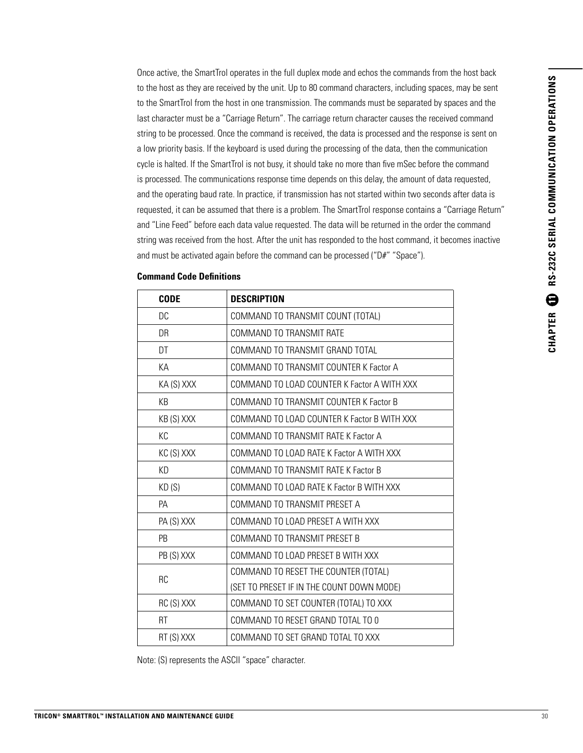Once active, the SmartTrol operates in the full duplex mode and echos the commands from the host back to the host as they are received by the unit. Up to 80 command characters, including spaces, may be sent to the SmartTrol from the host in one transmission. The commands must be separated by spaces and the last character must be a "Carriage Return". The carriage return character causes the received command string to be processed. Once the command is received, the data is processed and the response is sent on a low priority basis. If the keyboard is used during the processing of the data, then the communication cycle is halted. If the SmartTrol is not busy, it should take no more than five mSec before the command is processed. The communications response time depends on this delay, the amount of data requested, and the operating baud rate. In practice, if transmission has not started within two seconds after data is requested, it can be assumed that there is a problem. The SmartTrol response contains a "Carriage Return" and "Line Feed" before each data value requested. The data will be returned in the order the command string was received from the host. After the unit has responded to the host command, it becomes inactive and must be activated again before the command can be processed ("D#" "Space").

**Command Code Definitions**

| CODE | DESCRIPTION |
|---|---|
| DC | COMMAND TO TRANSMIT COUNT (TOTAL) |
| DR | COMMAND TO TRANSMIT RATE |
| DT | COMMAND TO TRANSMIT GRAND TOTAL |
| KA | COMMAND TO TRANSMIT COUNTER K Factor A |
| KA (S) XXX | COMMAND TO LOAD COUNTER K Factor A WITH XXX |
| KB | COMMAND TO TRANSMIT COUNTER K Factor B |
| KB (S) XXX | COMMAND TO LOAD COUNTER K Factor B WITH XXX |
| KC | COMMAND TO TRANSMIT RATE K Factor A |
| KC (S) XXX | COMMAND TO LOAD RATE K Factor A WITH XXX |
| KD | COMMAND TO TRANSMIT RATE K Factor B |
| KD (S) | COMMAND TO LOAD RATE K Factor B WITH XXX |
| PA | COMMAND TO TRANSMIT PRESET A |
| PA (S) XXX | COMMAND TO LOAD PRESET A WITH XXX |
| PB | COMMAND TO TRANSMIT PRESET B |
| PB (S) XXX | COMMAND TO LOAD PRESET B WITH XXX |
| RC | COMMAND TO RESET THE COUNTER (TOTAL) (SET TO PRESET IF IN THE COUNT DOWN MODE) |
| RC (S) XXX | COMMAND TO SET COUNTER (TOTAL) TO XXX |
| RT | COMMAND TO RESET GRAND TOTAL TO 0 |
| RT (S) XXX | COMMAND TO SET GRAND TOTAL TO XXX |

Note: (S) represents the ASCII "space" character.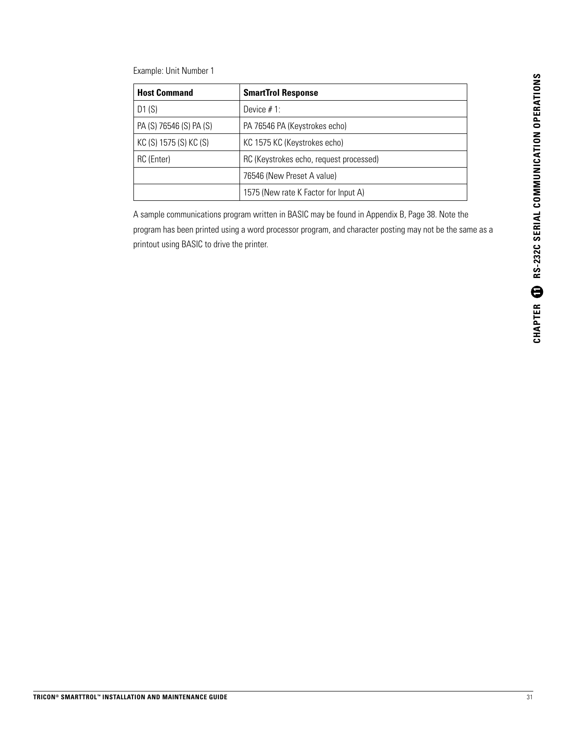Example: Unit Number 1

| Host Command | SmartTrol Response |
|---|---|
| D1 (S) | Device # 1: |
| PA (S) 76546 (S) PA (S) | PA 76546 PA (Keystrokes echo) |
| KC (S) 1575 (S) KC (S) | KC 1575 KC (Keystrokes echo) |
| RC (Enter) | RC (Keystrokes echo, request processed) |
| | 76546 (New Preset A value) |
| | 1575 (New rate K Factor for Input A) |

A sample communications program written in BASIC may be found in Appendix B, Page 38. Note the program has been printed using a word processor program, and character posting may not be the same as a printout using BASIC to drive the printer.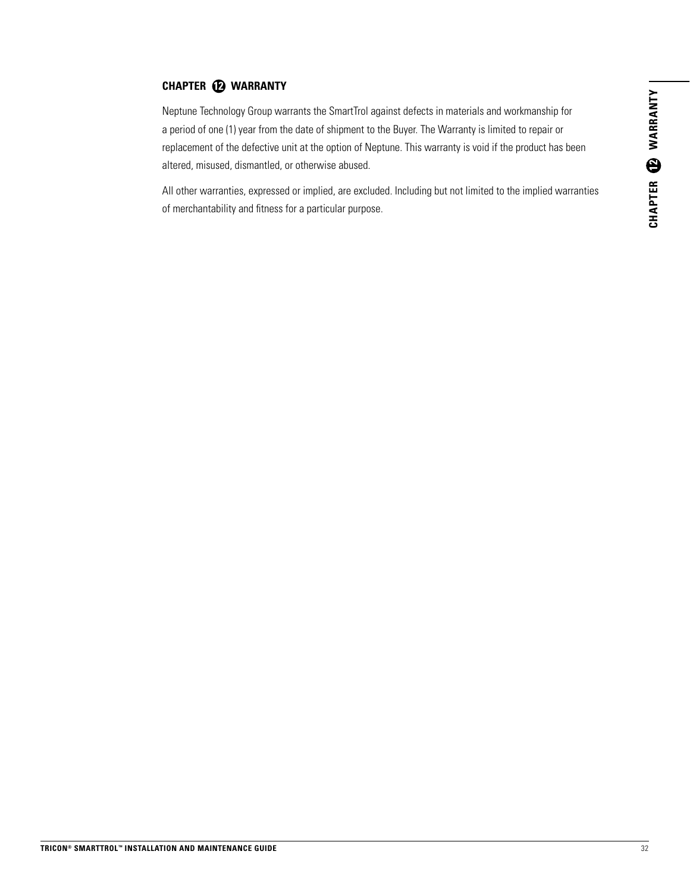## CHAPTER 12 WARRANTY

Neptune Technology Group warrants the SmartTrol against defects in materials and workmanship for a period of one (1) year from the date of shipment to the Buyer. The Warranty is limited to repair or replacement of the defective unit at the option of Neptune. This warranty is void if the product has been altered, misused, dismantled, or otherwise abused.

All other warranties, expressed or implied, are excluded. Including but not limited to the implied warranties of merchantability and fitness for a particular purpose.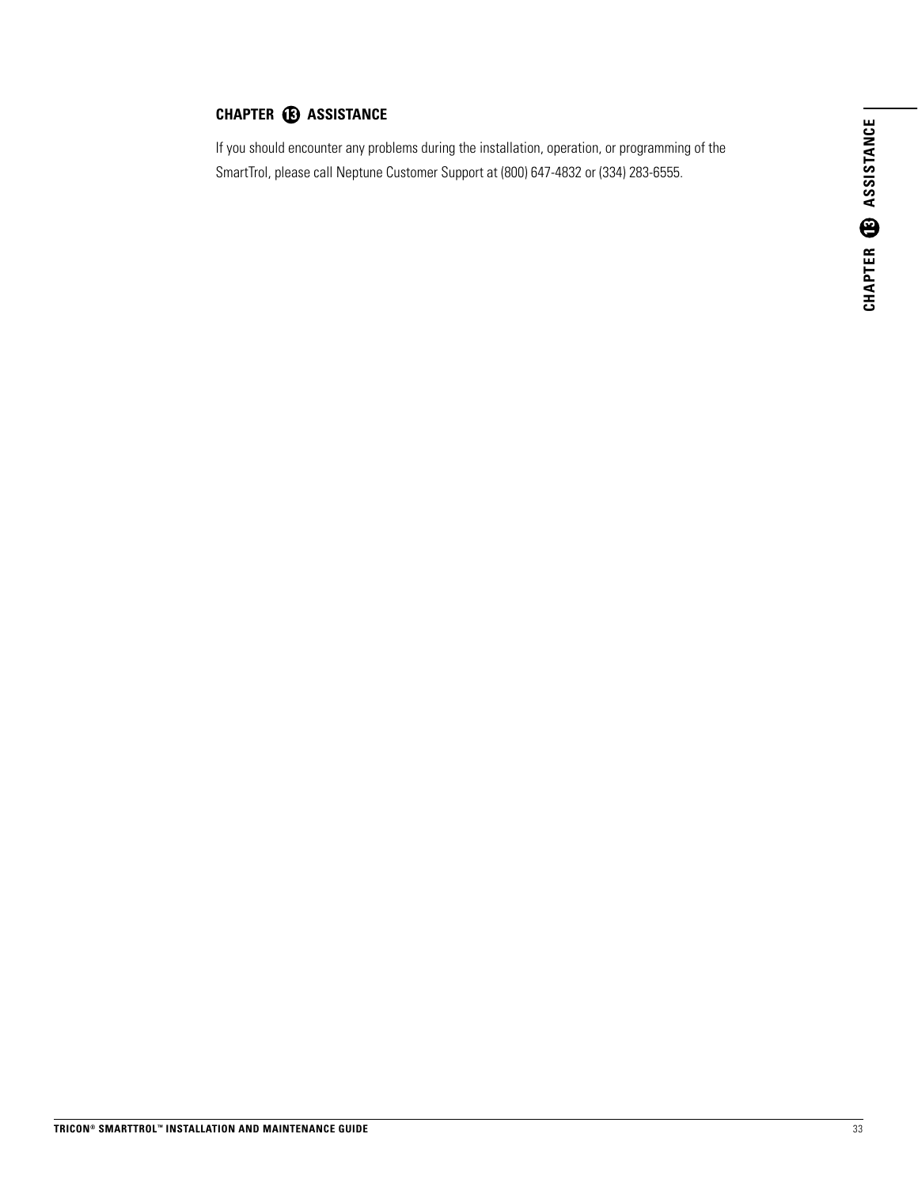## CHAPTER 13 ASSISTANCE

If you should encounter any problems during the installation, operation, or programming of the SmartTrol, please call Neptune Customer Support at (800) 647-4832 or (334) 283-6555.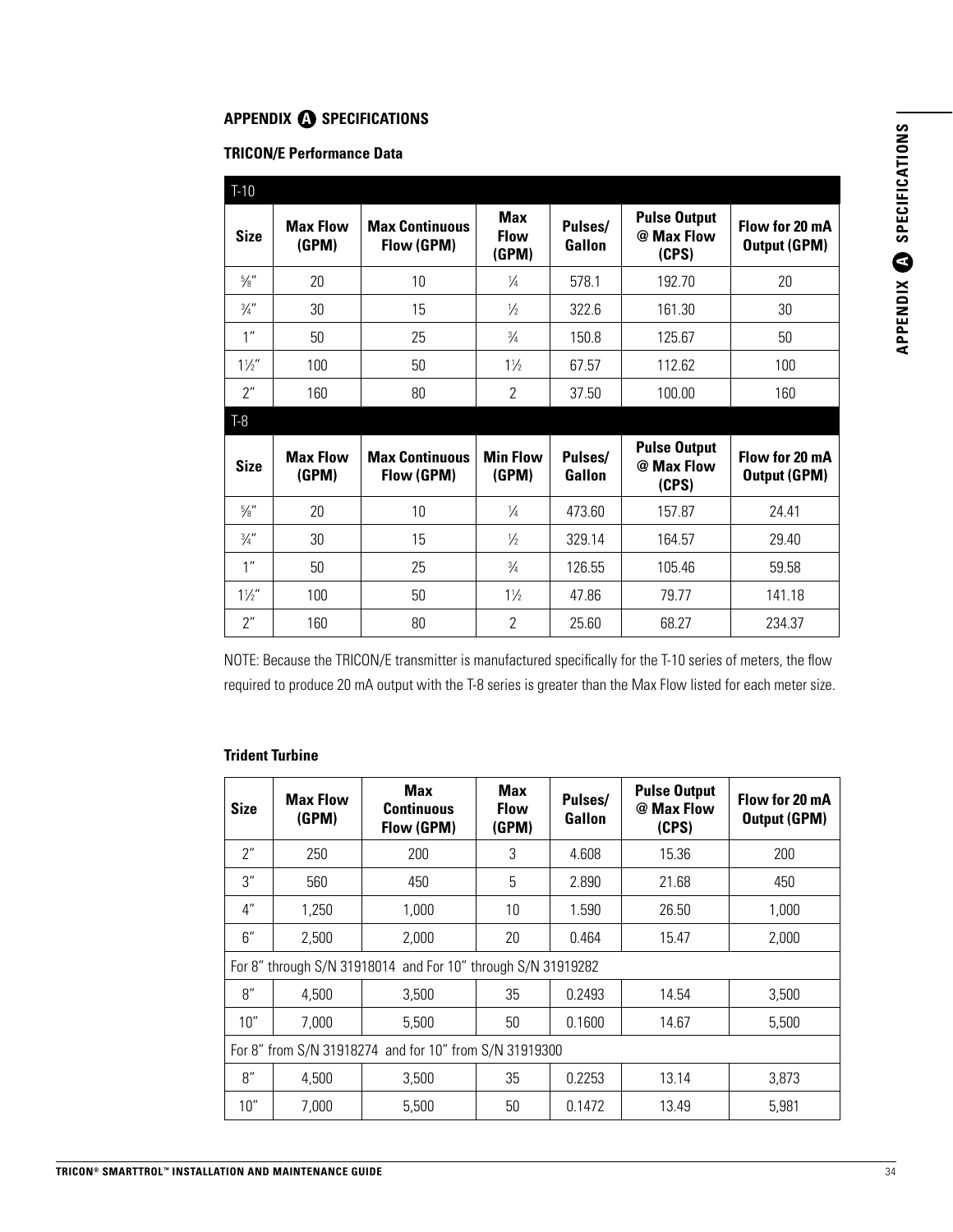## APPENDIX A SPECIFICATIONS

### TRICON/E Performance Data

| T-10 | | | | | | |
|---|---|---|---|---|---|---|
| **Size** | **Max Flow (GPM)** | **Max Continuous Flow (GPM)** | **Max Flow (GPM)** | **Pulses/ Gallon** | **Pulse Output @ Max Flow (CPS)** | **Flow for 20 mA Output (GPM)** |
| ⅝" | 20 | 10 | ¼ | 578.1 | 192.70 | 20 |
| ¾" | 30 | 15 | ½ | 322.6 | 161.30 | 30 |
| 1" | 50 | 25 | ¾ | 150.8 | 125.67 | 50 |
| 1½" | 100 | 50 | 1½ | 67.57 | 112.62 | 100 |
| 2" | 160 | 80 | 2 | 37.50 | 100.00 | 160 |
| **T-8** | | | | | | |
| **Size** | **Max Flow (GPM)** | **Max Continuous Flow (GPM)** | **Min Flow (GPM)** | **Pulses/ Gallon** | **Pulse Output @ Max Flow (CPS)** | **Flow for 20 mA Output (GPM)** |
| ⅝" | 20 | 10 | ¼ | 473.60 | 157.87 | 24.41 |
| ¾" | 30 | 15 | ½ | 329.14 | 164.57 | 29.40 |
| 1" | 50 | 25 | ¾ | 126.55 | 105.46 | 59.58 |
| 1½" | 100 | 50 | 1½ | 47.86 | 79.77 | 141.18 |
| 2" | 160 | 80 | 2 | 25.60 | 68.27 | 234.37 |

NOTE: Because the TRICON/E transmitter is manufactured specifically for the T-10 series of meters, the flow required to produce 20 mA output with the T-8 series is greater than the Max Flow listed for each meter size.

### Trident Turbine

| Size | Max Flow (GPM) | Max Continuous Flow (GPM) | Max Flow (GPM) | Pulses/ Gallon | Pulse Output @ Max Flow (CPS) | Flow for 20 mA Output (GPM) |
|---|---|---|---|---|---|---|
| 2" | 250 | 200 | 3 | 4.608 | 15.36 | 200 |
| 3" | 560 | 450 | 5 | 2.890 | 21.68 | 450 |
| 4" | 1,250 | 1,000 | 10 | 1.590 | 26.50 | 1,000 |
| 6" | 2,500 | 2,000 | 20 | 0.464 | 15.47 | 2,000 |
| For 8" through S/N 31918014 and For 10" through S/N 31919282 | | | | | | |
| 8" | 4,500 | 3,500 | 35 | 0.2493 | 14.54 | 3,500 |
| 10" | 7,000 | 5,500 | 50 | 0.1600 | 14.67 | 5,500 |
| For 8" from S/N 31918274 and for 10" from S/N 31919300 | | | | | | |
| 8" | 4,500 | 3,500 | 35 | 0.2253 | 13.14 | 3,873 |
| 10" | 7,000 | 5,500 | 50 | 0.1472 | 13.49 | 5,981 |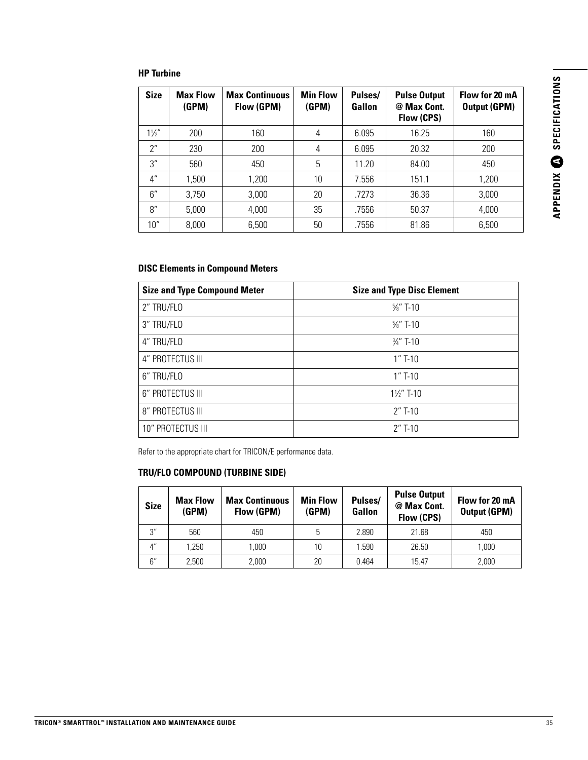### HP Turbine

| Size | Max Flow (GPM) | Max Continuous Flow (GPM) | Min Flow (GPM) | Pulses/ Gallon | Pulse Output @ Max Cont. Flow (CPS) | Flow for 20 mA Output (GPM) |
|---|---|---|---|---|---|---|
| 1½″ | 200 | 160 | 4 | 6.095 | 16.25 | 160 |
| 2″ | 230 | 200 | 4 | 6.095 | 20.32 | 200 |
| 3″ | 560 | 450 | 5 | 11.20 | 84.00 | 450 |
| 4″ | 1,500 | 1,200 | 10 | 7.556 | 151.1 | 1,200 |
| 6″ | 3,750 | 3,000 | 20 | .7273 | 36.36 | 3,000 |
| 8″ | 5,000 | 4,000 | 35 | .7556 | 50.37 | 4,000 |
| 10″ | 8,000 | 6,500 | 50 | .7556 | 81.86 | 6,500 |

### DISC Elements in Compound Meters

| Size and Type Compound Meter | Size and Type Disc Element |
|---|---|
| 2″ TRU/FLO | ⅝″ T-10 |
| 3″ TRU/FLO | ⅝″ T-10 |
| 4″ TRU/FLO | ¾″ T-10 |
| 4″ PROTECTUS III | 1″ T-10 |
| 6″ TRU/FLO | 1″ T-10 |
| 6″ PROTECTUS III | 1½″ T-10 |
| 8″ PROTECTUS III | 2″ T-10 |
| 10″ PROTECTUS III | 2″ T-10 |

Refer to the appropriate chart for TRICON/E performance data.

### TRU/FLO COMPOUND (TURBINE SIDE)

| Size | Max Flow (GPM) | Max Continuous Flow (GPM) | Min Flow (GPM) | Pulses/ Gallon | Pulse Output @ Max Cont. Flow (CPS) | Flow for 20 mA Output (GPM) |
|---|---|---|---|---|---|---|
| 3″ | 560 | 450 | 5 | 2.890 | 21.68 | 450 |
| 4″ | 1,250 | 1,000 | 10 | 1.590 | 26.50 | 1,000 |
| 6″ | 2,500 | 2,000 | 20 | 0.464 | 15.47 | 2,000 |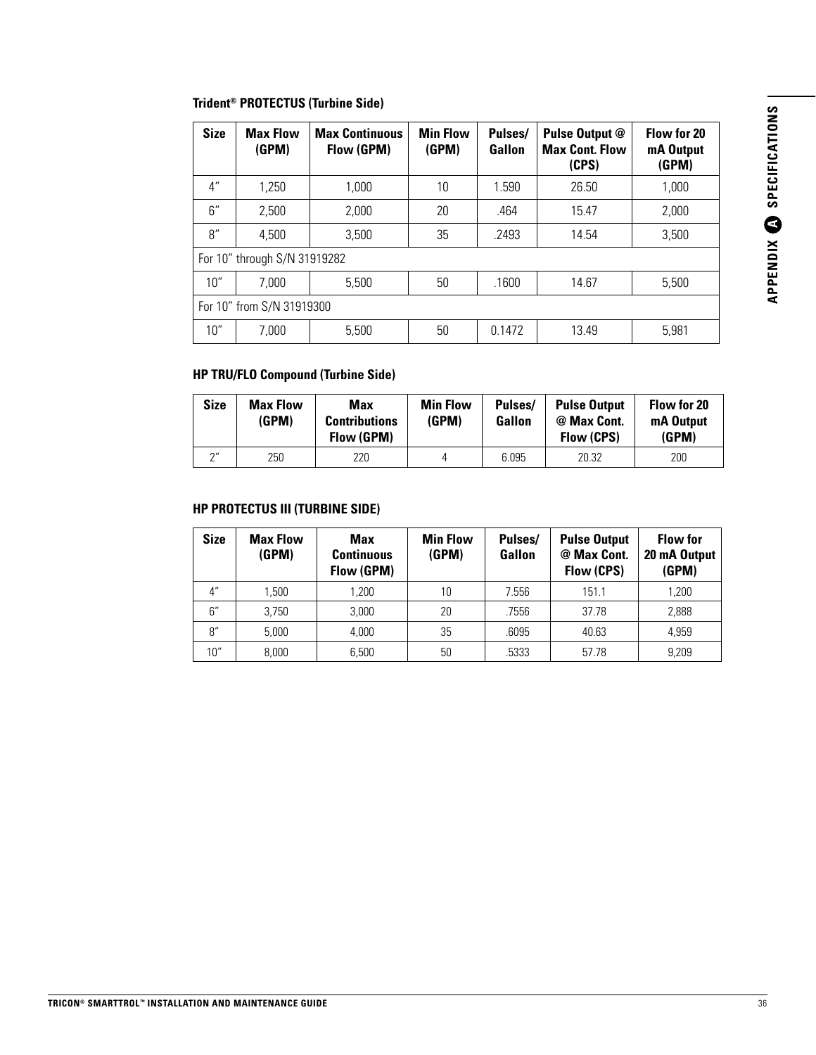### Trident® PROTECTUS (Turbine Side)

| Size | Max Flow (GPM) | Max Continuous Flow (GPM) | Min Flow (GPM) | Pulses/ Gallon | Pulse Output @ Max Cont. Flow (CPS) | Flow for 20 mA Output (GPM) |
|---|---|---|---|---|---|---|
| 4″ | 1,250 | 1,000 | 10 | 1.590 | 26.50 | 1,000 |
| 6″ | 2,500 | 2,000 | 20 | .464 | 15.47 | 2,000 |
| 8″ | 4,500 | 3,500 | 35 | .2493 | 14.54 | 3,500 |
| For 10″ through S/N 31919282 | | | | | | |
| 10″ | 7,000 | 5,500 | 50 | .1600 | 14.67 | 5,500 |
| For 10″ from S/N 31919300 | | | | | | |
| 10″ | 7,000 | 5,500 | 50 | 0.1472 | 13.49 | 5,981 |

### HP TRU/FLO Compound (Turbine Side)

| Size | Max Flow (GPM) | Max Contributions Flow (GPM) | Min Flow (GPM) | Pulses/ Gallon | Pulse Output @ Max Cont. Flow (CPS) | Flow for 20 mA Output (GPM) |
|---|---|---|---|---|---|---|
| 2″ | 250 | 220 | 4 | 6.095 | 20.32 | 200 |

### HP PROTECTUS III (TURBINE SIDE)

| Size | Max Flow (GPM) | Max Continuous Flow (GPM) | Min Flow (GPM) | Pulses/ Gallon | Pulse Output @ Max Cont. Flow (CPS) | Flow for 20 mA Output (GPM) |
|---|---|---|---|---|---|---|
| 4″ | 1,500 | 1,200 | 10 | 7.556 | 151.1 | 1,200 |
| 6″ | 3,750 | 3,000 | 20 | .7556 | 37.78 | 2,888 |
| 8″ | 5,000 | 4,000 | 35 | .6095 | 40.63 | 4,959 |
| 10″ | 8,000 | 6,500 | 50 | .5333 | 57.78 | 9,209 |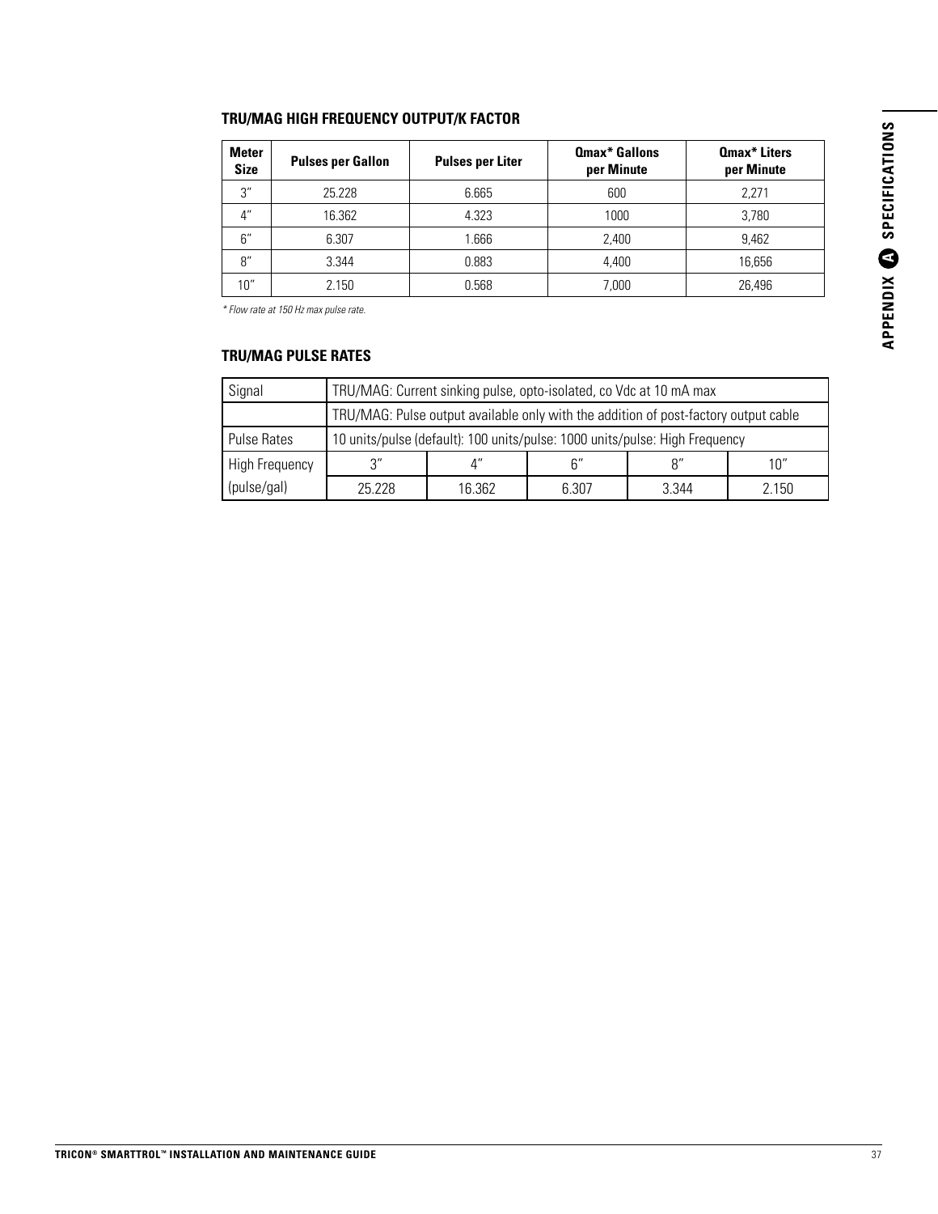### TRU/MAG HIGH FREQUENCY OUTPUT/K FACTOR

| Meter Size | Pulses per Gallon | Pulses per Liter | Qmax* Gallons per Minute | Qmax* Liters per Minute |
|---|---|---|---|---|
| 3″ | 25.228 | 6.665 | 600 | 2,271 |
| 4″ | 16.362 | 4.323 | 1000 | 3,780 |
| 6″ | 6.307 | 1.666 | 2,400 | 9,462 |
| 8″ | 3.344 | 0.883 | 4,400 | 16,656 |
| 10″ | 2.150 | 0.568 | 7,000 | 26,496 |

*\* Flow rate at 150 Hz max pulse rate.*

### TRU/MAG PULSE RATES

| Signal | TRU/MAG: Current sinking pulse, opto-isolated, co Vdc at 10 mA max | | | | |
|---|---|---|---|---|---|
| | TRU/MAG: Pulse output available only with the addition of post-factory output cable | | | | |
| Pulse Rates | 10 units/pulse (default): 100 units/pulse: 1000 units/pulse: High Frequency | | | | |
| High Frequency (pulse/gal) | 3″ | 4″ | 6″ | 8″ | 10″ |
| | 25.228 | 16.362 | 6.307 | 3.344 | 2.150 |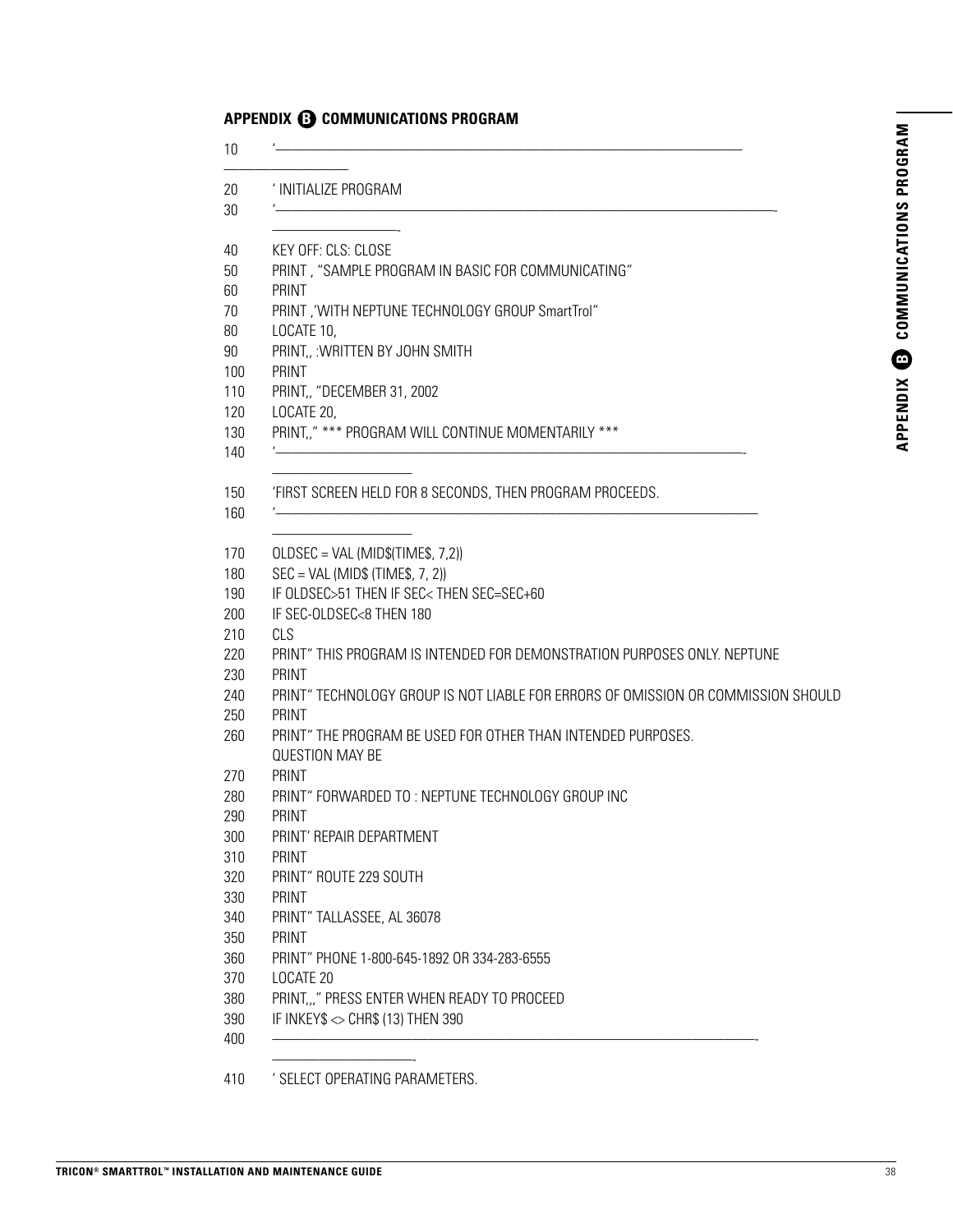## APPENDIX B COMMUNICATIONS PROGRAM

```
10    '————————————————————————————————————————————————————————————
      ——————————————
20    ' INITIALIZE PROGRAM
30    '————————————————————————————————————————————————————————————-
      ——————————————-
40    KEY OFF: CLS: CLOSE
50    PRINT , "SAMPLE PROGRAM IN BASIC FOR COMMUNICATING"
60    PRINT
70    PRINT ,'WITH NEPTUNE TECHNOLOGY GROUP SmartTrol"
80    LOCATE 10,
90    PRINT,, :WRITTEN BY JOHN SMITH
100   PRINT
110   PRINT,, "DECEMBER 31, 2002
120   LOCATE 20,
130   PRINT,," *** PROGRAM WILL CONTINUE MOMENTARILY ***
140   '————————————————————————————————————————————————————————————-
      ———————————————
150   'FIRST SCREEN HELD FOR 8 SECONDS, THEN PROGRAM PROCEEDS.
160   '————————————————————————————————————————————————————————————
      ———————————————
170   OLDSEC = VAL (MID$(TIME$, 7,2))
180   SEC = VAL (MID$ (TIME$, 7, 2))
190   IF OLDSEC>51 THEN IF SEC< THEN SEC=SEC+60
200   IF SEC-OLDSEC<8 THEN 180
210   CLS
220   PRINT" THIS PROGRAM IS INTENDED FOR DEMONSTRATION PURPOSES ONLY. NEPTUNE
230   PRINT
240   PRINT" TECHNOLOGY GROUP IS NOT LIABLE FOR ERRORS OF OMISSION OR COMMISSION SHOULD
250   PRINT
260   PRINT" THE PROGRAM BE USED FOR OTHER THAN INTENDED PURPOSES.
      QUESTION MAY BE
270   PRINT
280   PRINT" FORWARDED TO : NEPTUNE TECHNOLOGY GROUP INC
290   PRINT
300   PRINT' REPAIR DEPARTMENT
310   PRINT
320   PRINT" ROUTE 229 SOUTH
330   PRINT
340   PRINT" TALLASSEE, AL 36078
350   PRINT
360   PRINT" PHONE 1-800-645-1892 OR 334-283-6555
370   LOCATE 20
380   PRINT,,," PRESS ENTER WHEN READY TO PROCEED
390   IF INKEY$ <> CHR$ (13) THEN 390
400   ————————————————————————————————————————————————————————————-
      ———————————————-
410   ' SELECT OPERATING PARAMETERS.
```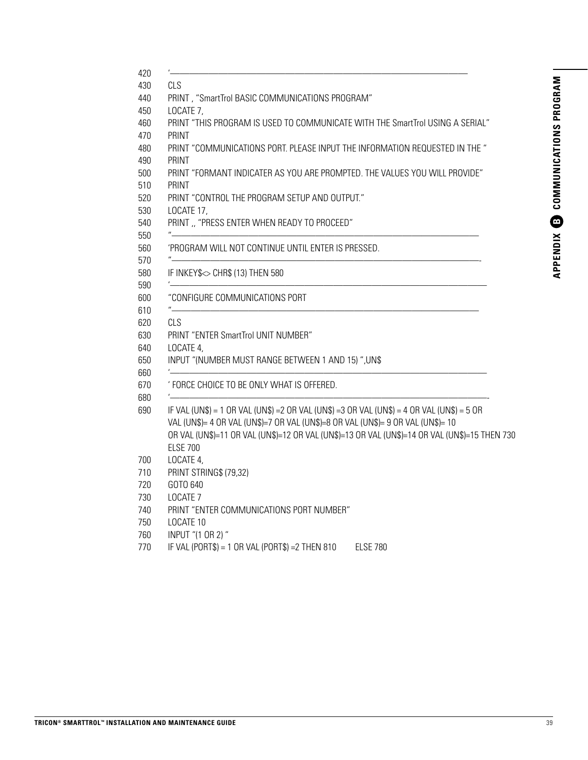```
420   '————————————————————————————————————————————————————————
430   CLS
440   PRINT , "SmartTrol BASIC COMMUNICATIONS PROGRAM"
450   LOCATE 7,
460   PRINT "THIS PROGRAM IS USED TO COMMUNICATE WITH THE SmartTrol USING A SERIAL"
470   PRINT
480   PRINT "COMMUNICATIONS PORT. PLEASE INPUT THE INFORMATION REQUESTED IN THE "
490   PRINT
500   PRINT "FORMANT INDICATER AS YOU ARE PROMPTED. THE VALUES YOU WILL PROVIDE"
510   PRINT
520   PRINT "CONTROL THE PROGRAM SETUP AND OUTPUT."
530   LOCATE 17,
540   PRINT ,, "PRESS ENTER WHEN READY TO PROCEED"
550   "————————————————————————————————————————————————————————
560   'PROGRAM WILL NOT CONTINUE UNTIL ENTER IS PRESSED.
570   "————————————————————————————————————————————————————————-
580   IF INKEY$<> CHR$ (13) THEN 580
590   '————————————————————————————————————————————————————————
600   "CONFIGURE COMMUNICATIONS PORT
610   "————————————————————————————————————————————————————————
620   CLS
630   PRINT "ENTER SmartTrol UNIT NUMBER"
640   LOCATE 4,
650   INPUT "(NUMBER MUST RANGE BETWEEN 1 AND 15) ",UN$
660   '————————————————————————————————————————————————————————
670   ' FORCE CHOICE TO BE ONLY WHAT IS OFFERED.
680   '————————————————————————————————————————————————————————-
690   IF VAL (UN$) = 1 OR VAL (UN$) =2 OR VAL (UN$) =3 OR VAL (UN$) = 4 OR VAL (UN$) = 5 OR
      VAL (UN$)= 4 OR VAL (UN$)=7 OR VAL (UN$)=8 OR VAL (UN$)= 9 OR VAL (UN$)= 10
      OR VAL (UN$)=11 OR VAL (UN$)=12 OR VAL (UN$)=13 OR VAL (UN$)=14 OR VAL (UN$)=15 THEN 730
      ELSE 700
700   LOCATE 4,
710   PRINT STRING$ (79,32)
720   GOTO 640
730   LOCATE 7
740   PRINT "ENTER COMMUNICATIONS PORT NUMBER"
750   LOCATE 10
760   INPUT "(1 OR 2) "
770   IF VAL (PORT$) = 1 OR VAL (PORT$) =2 THEN 810     ELSE 780
```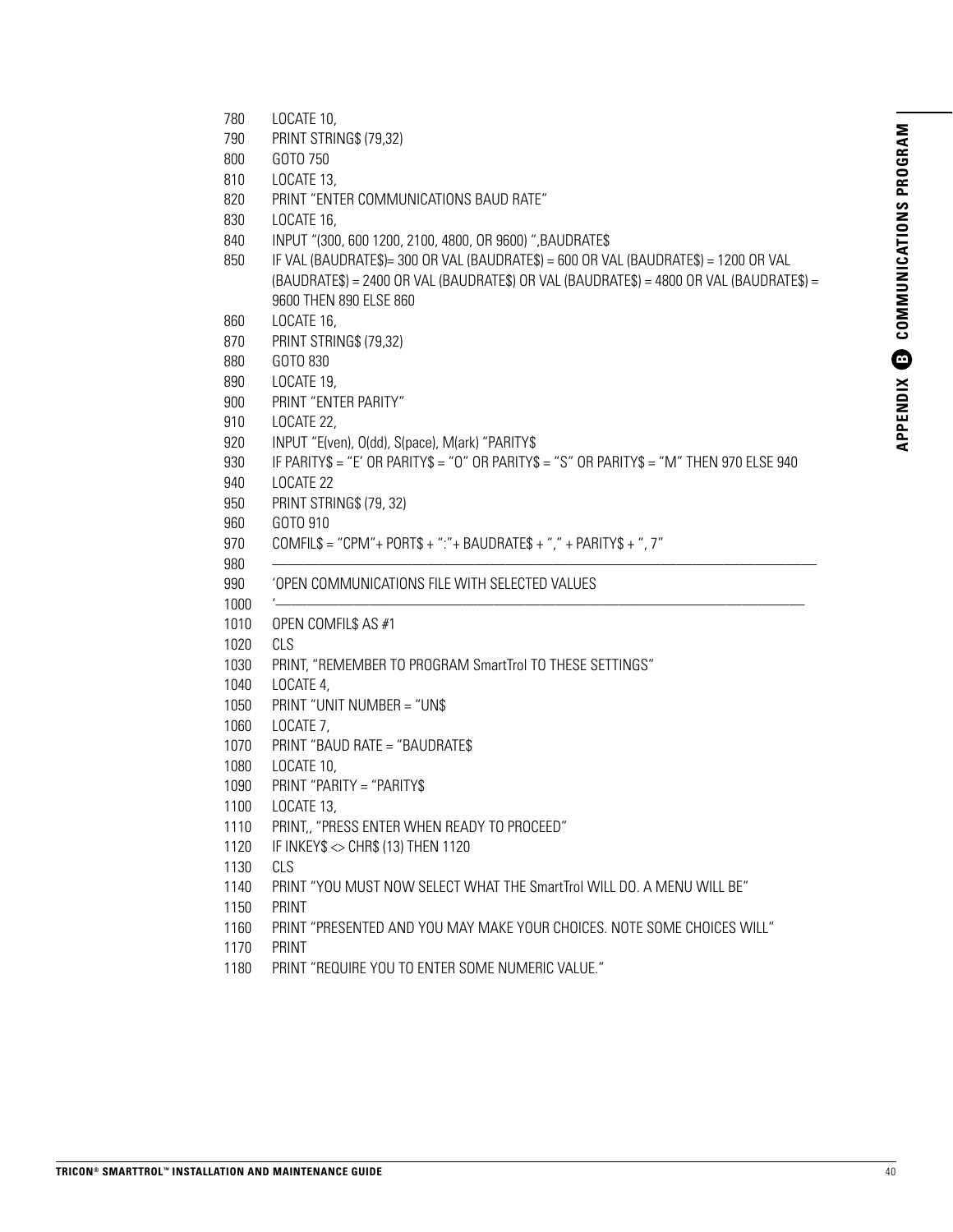```
780   LOCATE 10,
790   PRINT STRING$ (79,32)
800   GOTO 750
810   LOCATE 13,
820   PRINT "ENTER COMMUNICATIONS BAUD RATE"
830   LOCATE 16,
840   INPUT "(300, 600 1200, 2100, 4800, OR 9600) ",BAUDRATE$
850   IF VAL (BAUDRATE$)= 300 OR VAL (BAUDRATE$) = 600 OR VAL (BAUDRATE$) = 1200 OR VAL
      (BAUDRATE$) = 2400 OR VAL (BAUDRATE$) OR VAL (BAUDRATE$) = 4800 OR VAL (BAUDRATE$) =
      9600 THEN 890 ELSE 860
860   LOCATE 16,
870   PRINT STRING$ (79,32)
880   GOTO 830
890   LOCATE 19,
900   PRINT "ENTER PARITY"
910   LOCATE 22,
920   INPUT "E(ven), O(dd), S(pace), M(ark) "PARITY$
930   IF PARITY$ = "E' OR PARITY$ = "O" OR PARITY$ = "S" OR PARITY$ = "M" THEN 970 ELSE 940
940   LOCATE 22
950   PRINT STRING$ (79, 32)
960   GOTO 910
970   COMFIL$ = "CPM"+ PORT$ + ":"+ BAUDRATE$ + "," + PARITY$ + ", 7"
980   ————————————————————————————————————————————————
990   'OPEN COMMUNICATIONS FILE WITH SELECTED VALUES
1000  '———————————————————————————————————————————————
1010  OPEN COMFIL$ AS #1
1020  CLS
1030  PRINT, "REMEMBER TO PROGRAM SmartTrol TO THESE SETTINGS"
1040  LOCATE 4,
1050  PRINT "UNIT NUMBER = "UN$
1060  LOCATE 7,
1070  PRINT "BAUD RATE = "BAUDRATE$
1080  LOCATE 10,
1090  PRINT "PARITY = "PARITY$
1100  LOCATE 13,
1110  PRINT,, "PRESS ENTER WHEN READY TO PROCEED"
1120  IF INKEY$ <> CHR$ (13) THEN 1120
1130  CLS
1140  PRINT "YOU MUST NOW SELECT WHAT THE SmartTrol WILL DO. A MENU WILL BE"
1150  PRINT
1160  PRINT "PRESENTED AND YOU MAY MAKE YOUR CHOICES. NOTE SOME CHOICES WILL"
1170  PRINT
1180  PRINT "REQUIRE YOU TO ENTER SOME NUMERIC VALUE."
```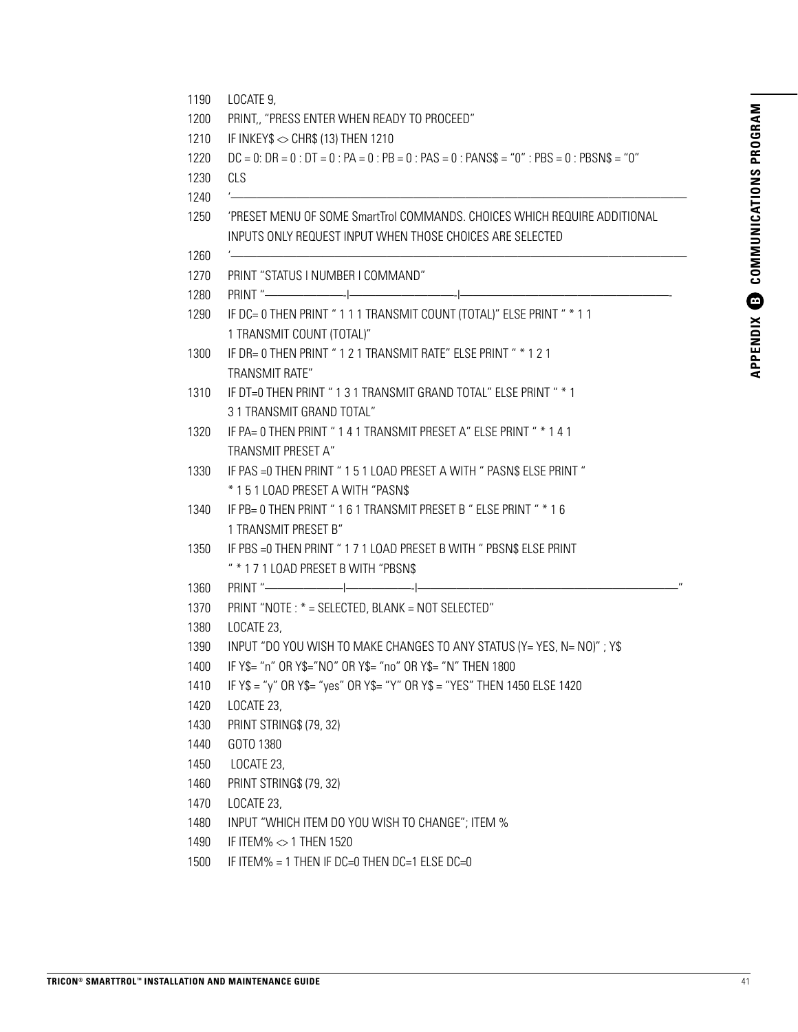```
1190   LOCATE 9,
1200   PRINT,, "PRESS ENTER WHEN READY TO PROCEED"
1210   IF INKEY$ <> CHR$ (13) THEN 1210
1220   DC = 0: DR = 0 : DT = 0 : PA = 0 : PB = 0 : PAS = 0 : PANS$ = "0" : PBS = 0 : PBSN$ = "0"
1230   CLS
1240   '————————————————————————————————————————————————————————————————————————
1250   'PRESET MENU OF SOME SmartTrol COMMANDS. CHOICES WHICH REQUIRE ADDITIONAL
       INPUTS ONLY REQUEST INPUT WHEN THOSE CHOICES ARE SELECTED
1260   '————————————————————————————————————————————————————————————————————————
1270   PRINT "STATUS I NUMBER I COMMAND"
1280   PRINT "———————————-I————————————————I——————————————————————————————-
1290   IF DC= 0 THEN PRINT " 1 1 1 TRANSMIT COUNT (TOTAL)" ELSE PRINT " * 1 1
       1 TRANSMIT COUNT (TOTAL)"
1300   IF DR= 0 THEN PRINT " 1 2 1 TRANSMIT RATE" ELSE PRINT " * 1 2 1
       TRANSMIT RATE"
1310   IF DT=0 THEN PRINT " 1 3 1 TRANSMIT GRAND TOTAL" ELSE PRINT " * 1
       3 1 TRANSMIT GRAND TOTAL"
1320   IF PA= 0 THEN PRINT " 1 4 1 TRANSMIT PRESET A" ELSE PRINT " * 1 4 1
       TRANSMIT PRESET A"
1330   IF PAS =0 THEN PRINT " 1 5 1 LOAD PRESET A WITH " PASN$ ELSE PRINT "
       * 1 5 1 LOAD PRESET A WITH "PASN$
1340   IF PB= 0 THEN PRINT " 1 6 1 TRANSMIT PRESET B " ELSE PRINT " * 1 6
       1 TRANSMIT PRESET B"
1350   IF PBS =0 THEN PRINT " 1 7 1 LOAD PRESET B WITH " PBSN$ ELSE PRINT
       " * 1 7 1 LOAD PRESET B WITH "PBSN$
1360   PRINT "———————————I——————————-I——————————————————————————————————"
1370   PRINT "NOTE : * = SELECTED, BLANK = NOT SELECTED"
1380   LOCATE 23,
1390   INPUT "DO YOU WISH TO MAKE CHANGES TO ANY STATUS (Y= YES, N= NO)" ; Y$
1400   IF Y$= "n" OR Y$="NO" OR Y$= "no" OR Y$= "N" THEN 1800
1410   IF Y$ = "y" OR Y$= "yes" OR Y$= "Y" OR Y$ = "YES" THEN 1450 ELSE 1420
1420   LOCATE 23,
1430   PRINT STRING$ (79, 32)
1440   GOTO 1380
1450    LOCATE 23,
1460   PRINT STRING$ (79, 32)
1470   LOCATE 23,
1480   INPUT "WHICH ITEM DO YOU WISH TO CHANGE"; ITEM %
1490   IF ITEM% <> 1 THEN 1520
1500   IF ITEM% = 1 THEN IF DC=0 THEN DC=1 ELSE DC=0
```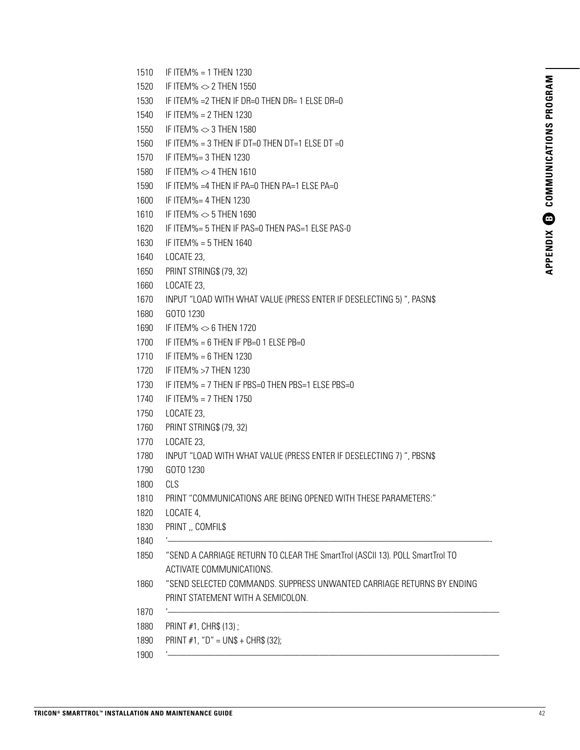```
1510   IF ITEM% = 1 THEN 1230
1520   IF ITEM% <> 2 THEN 1550
1530   IF ITEM% =2 THEN IF DR=0 THEN DR= 1 ELSE DR=0
1540   IF ITEM% = 2 THEN 1230
1550   IF ITEM% <> 3 THEN 1580
1560   IF ITEM% = 3 THEN IF DT=0 THEN DT=1 ELSE DT =0
1570   IF ITEM%= 3 THEN 1230
1580   IF ITEM% <> 4 THEN 1610
1590   IF ITEM% =4 THEN IF PA=0 THEN PA=1 ELSE PA=0
1600   IF ITEM%= 4 THEN 1230
1610   IF ITEM% <> 5 THEN 1690
1620   IF ITEM%= 5 THEN IF PAS=0 THEN PAS=1 ELSE PAS-0
1630   IF ITEM% = 5 THEN 1640
1640   LOCATE 23,
1650   PRINT STRING$ (79, 32)
1660   LOCATE 23,
1670   INPUT "LOAD WITH WHAT VALUE (PRESS ENTER IF DESELECTING 5) ", PASN$
1680   GOTO 1230
1690   IF ITEM% <> 6 THEN 1720
1700   IF ITEM% = 6 THEN IF PB=0 1 ELSE PB=0
1710   IF ITEM% = 6 THEN 1230
1720   IF ITEM% >7 THEN 1230
1730   IF ITEM% = 7 THEN IF PBS=0 THEN PBS=1 ELSE PBS=0
1740   IF ITEM% = 7 THEN 1750
1750   LOCATE 23,
1760   PRINT STRING$ (79, 32)
1770   LOCATE 23,
1780   INPUT "LOAD WITH WHAT VALUE (PRESS ENTER IF DESELECTING 7) ", PBSN$
1790   GOTO 1230
1800   CLS
1810   PRINT "COMMUNICATIONS ARE BEING OPENED WITH THESE PARAMETERS:"
1820   LOCATE 4,
1830   PRINT ,, COMFIL$
1840   '————————————————————————————————————————————————————————————————————-
1850   "SEND A CARRIAGE RETURN TO CLEAR THE SmartTrol (ASCII 13). POLL SmartTrol TO
       ACTIVATE COMMUNICATIONS.
1860   "SEND SELECTED COMMANDS. SUPPRESS UNWANTED CARRIAGE RETURNS BY ENDING
       PRINT STATEMENT WITH A SEMICOLON.
1870   '—————————————————————————————————————————————————————————————————————
1880   PRINT #1, CHR$ (13) ;
1890   PRINT #1, "D" = UN$ + CHR$ (32);
1900   '—————————————————————————————————————————————————————————————————————
```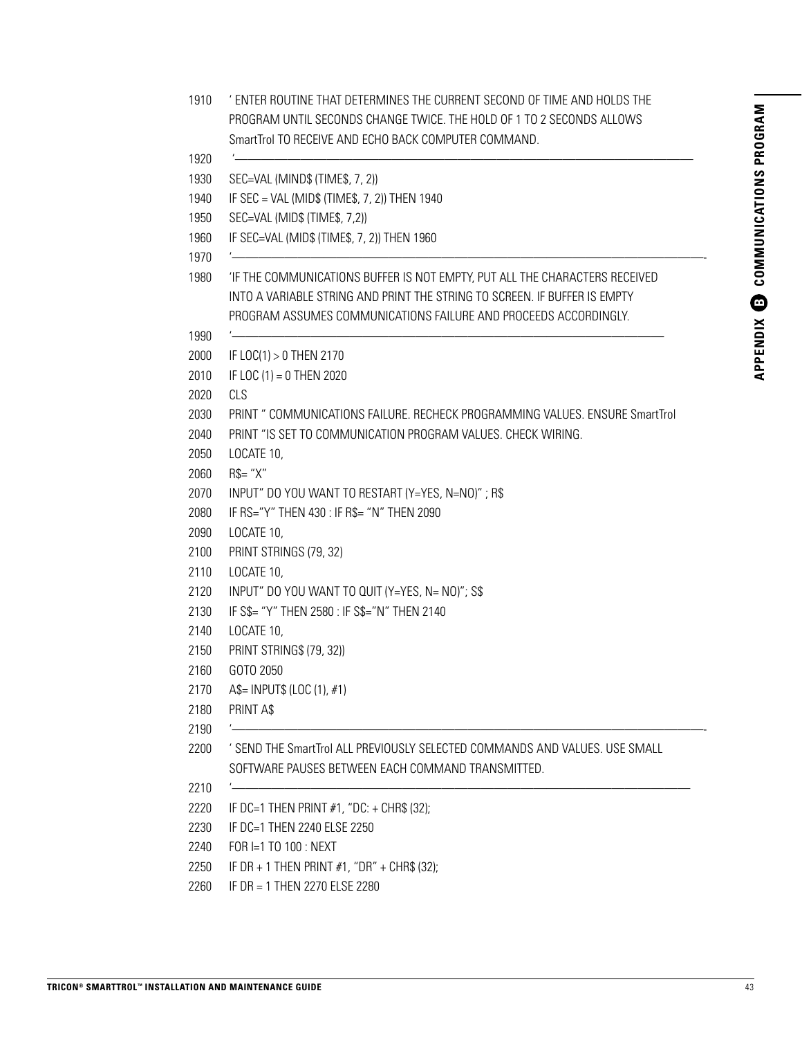```
1910  ' ENTER ROUTINE THAT DETERMINES THE CURRENT SECOND OF TIME AND HOLDS THE
      PROGRAM UNTIL SECONDS CHANGE TWICE. THE HOLD OF 1 TO 2 SECONDS ALLOWS
      SmartTrol TO RECEIVE AND ECHO BACK COMPUTER COMMAND.
1920  '————————————————————————————————————————————————————————————
1930  SEC=VAL (MIND$ (TIME$, 7, 2))
1940  IF SEC = VAL (MID$ (TIME$, 7, 2)) THEN 1940
1950  SEC=VAL (MID$ (TIME$, 7,2))
1960  IF SEC=VAL (MID$ (TIME$, 7, 2)) THEN 1960
1970  '————————————————————————————————————————————————————————————-
1980  'IF THE COMMUNICATIONS BUFFER IS NOT EMPTY, PUT ALL THE CHARACTERS RECEIVED
      INTO A VARIABLE STRING AND PRINT THE STRING TO SCREEN. IF BUFFER IS EMPTY
      PROGRAM ASSUMES COMMUNICATIONS FAILURE AND PROCEEDS ACCORDINGLY.
1990  '————————————————————————————————————————————————————————————
2000  IF LOC(1) > 0 THEN 2170
2010  IF LOC (1) = 0 THEN 2020
2020  CLS
2030  PRINT " COMMUNICATIONS FAILURE. RECHECK PROGRAMMING VALUES. ENSURE SmartTrol
2040  PRINT "IS SET TO COMMUNICATION PROGRAM VALUES. CHECK WIRING.
2050  LOCATE 10,
2060  R$= "X"
2070  INPUT" DO YOU WANT TO RESTART (Y=YES, N=NO)" ; R$
2080  IF RS="Y" THEN 430 : IF R$= "N" THEN 2090
2090  LOCATE 10,
2100  PRINT STRINGS (79, 32)
2110  LOCATE 10,
2120  INPUT" DO YOU WANT TO QUIT (Y=YES, N= NO)"; S$
2130  IF S$= "Y" THEN 2580 : IF S$="N" THEN 2140
2140  LOCATE 10,
2150  PRINT STRING$ (79, 32))
2160  GOTO 2050
2170  A$= INPUT$ (LOC (1), #1)
2180  PRINT A$
2190  '————————————————————————————————————————————————————————————-
2200  ' SEND THE SmartTrol ALL PREVIOUSLY SELECTED COMMANDS AND VALUES. USE SMALL
      SOFTWARE PAUSES BETWEEN EACH COMMAND TRANSMITTED.
2210  '————————————————————————————————————————————————————————————
2220  IF DC=1 THEN PRINT #1, "DC: + CHR$ (32);
2230  IF DC=1 THEN 2240 ELSE 2250
2240  FOR I=1 TO 100 : NEXT
2250  IF DR + 1 THEN PRINT #1, "DR" + CHR$ (32);
2260  IF DR = 1 THEN 2270 ELSE 2280
```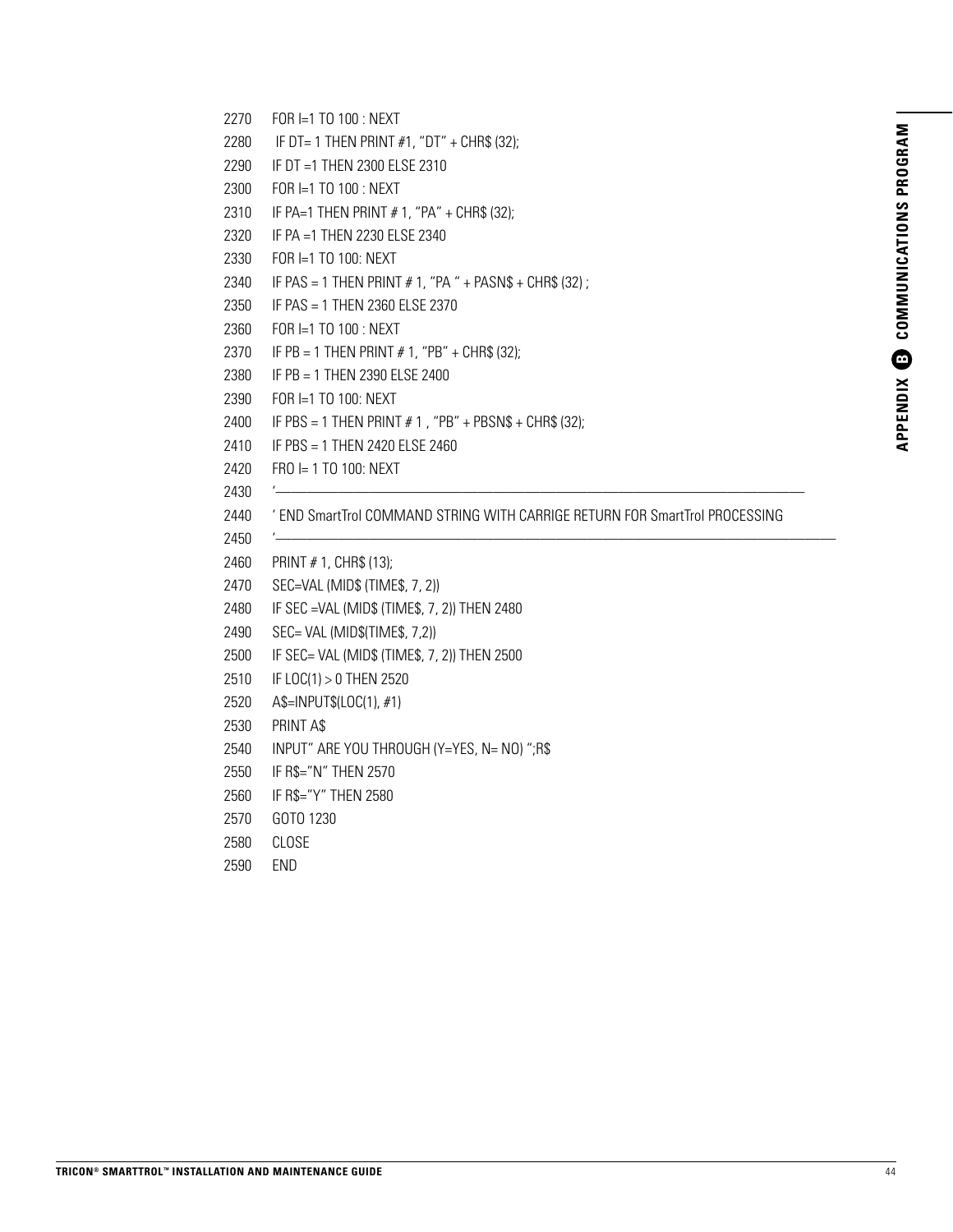```
2270    FOR I=1 TO 100 : NEXT
2280     IF DT= 1 THEN PRINT #1, "DT" + CHR$ (32);
2290    IF DT =1 THEN 2300 ELSE 2310
2300    FOR I=1 TO 100 : NEXT
2310    IF PA=1 THEN PRINT # 1, "PA" + CHR$ (32);
2320    IF PA =1 THEN 2230 ELSE 2340
2330    FOR I=1 TO 100: NEXT
2340    IF PAS = 1 THEN PRINT # 1, "PA " + PASN$ + CHR$ (32) ;
2350    IF PAS = 1 THEN 2360 ELSE 2370
2360    FOR I=1 TO 100 : NEXT
2370    IF PB = 1 THEN PRINT # 1, "PB" + CHR$ (32);
2380    IF PB = 1 THEN 2390 ELSE 2400
2390    FOR I=1 TO 100: NEXT
2400    IF PBS = 1 THEN PRINT # 1 , "PB" + PBSN$ + CHR$ (32);
2410    IF PBS = 1 THEN 2420 ELSE 2460
2420    FRO I= 1 TO 100: NEXT
2430    '————————————————————————————————————————————
2440    ' END SmartTrol COMMAND STRING WITH CARRIGE RETURN FOR SmartTrol PROCESSING
2450    '————————————————————————————————————————————
2460    PRINT # 1, CHR$ (13);
2470    SEC=VAL (MID$ (TIME$, 7, 2))
2480    IF SEC =VAL (MID$ (TIME$, 7, 2)) THEN 2480
2490    SEC= VAL (MID$(TIME$, 7,2))
2500    IF SEC= VAL (MID$ (TIME$, 7, 2)) THEN 2500
2510    IF LOC(1) > 0 THEN 2520
2520    A$=INPUT$(LOC(1), #1)
2530    PRINT A$
2540    INPUT" ARE YOU THROUGH (Y=YES, N= NO) ";R$
2550    IF R$="N" THEN 2570
2560    IF R$="Y" THEN 2580
2570    GOTO 1230
2580    CLOSE
2590    END
```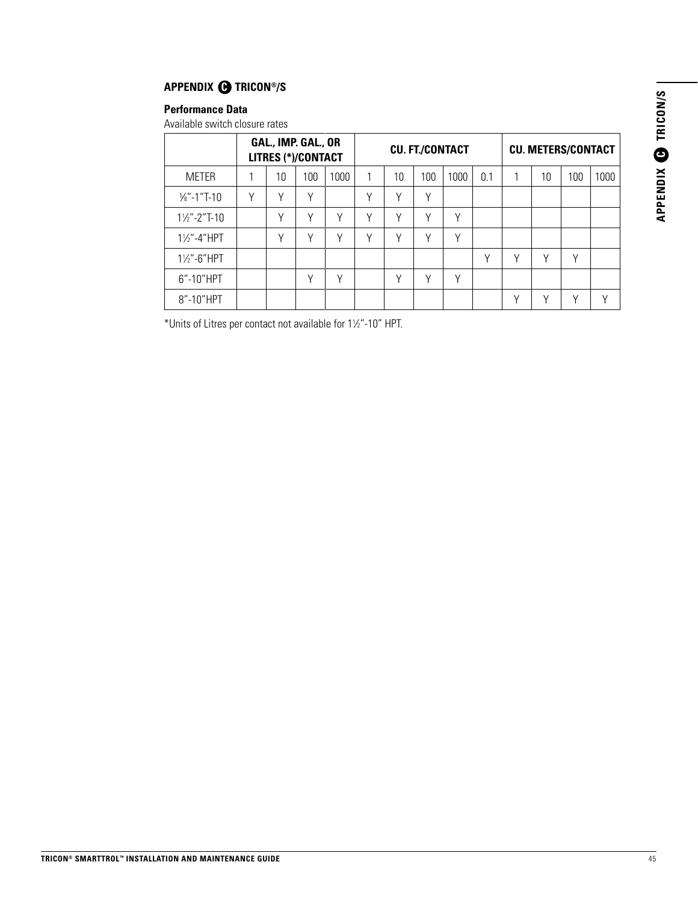## APPENDIX C TRICON®/S

### Performance Data

Available switch closure rates

| | GAL., IMP. GAL., OR LITRES (*)/CONTACT | | | | CU. FT./CONTACT | | | | | CU. METERS/CONTACT | | | |
|---|---|---|---|---|---|---|---|---|---|---|---|---|---|
| METER | 1 | 10 | 100 | 1000 | 1 | 10 | 100 | 1000 | 0.1 | 1 | 10 | 100 | 1000 |
| ⅝"-1"T-10 | Y | Y | Y | | Y | Y | Y | | | | | | |
| 1½"-2"T-10 | | Y | Y | Y | Y | Y | Y | Y | | | | | |
| 1½"-4"HPT | | Y | Y | Y | Y | Y | Y | Y | | | | | |
| 1½"-6"HPT | | | | | | | | | Y | Y | Y | Y | |
| 6"-10"HPT | | | Y | Y | | Y | Y | Y | | | | | |
| 8"-10"HPT | | | | | | | | | | Y | Y | Y | Y |

*Units of Litres per contact not available for 1½"-10" HPT.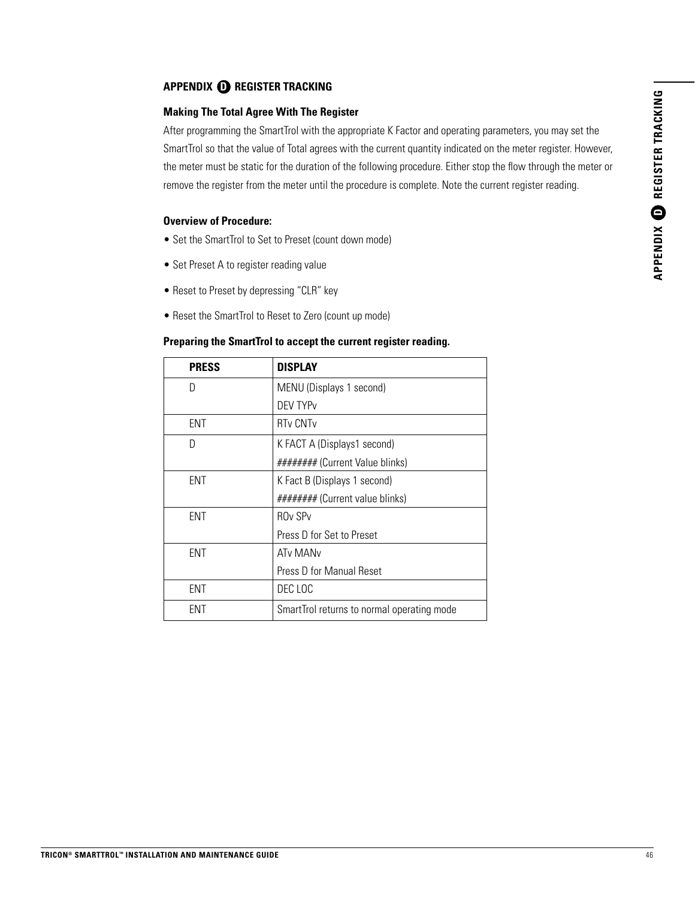## APPENDIX D REGISTER TRACKING

### Making The Total Agree With The Register

After programming the SmartTrol with the appropriate K Factor and operating parameters, you may set the SmartTrol so that the value of Total agrees with the current quantity indicated on the meter register. However, the meter must be static for the duration of the following procedure. Either stop the flow through the meter or remove the register from the meter until the procedure is complete. Note the current register reading.

### Overview of Procedure:

- Set the SmartTrol to Set to Preset (count down mode)
- Set Preset A to register reading value
- Reset to Preset by depressing “CLR” key
- Reset the SmartTrol to Reset to Zero (count up mode)

### Preparing the SmartTrol to accept the current register reading.

| PRESS | DISPLAY |
|---|---|
| D | MENU (Displays 1 second)<br>DEV TYPv |
| ENT | RTv CNTv |
| D | K FACT A (Displays1 second)<br>######## (Current Value blinks) |
| ENT | K Fact B (Displays 1 second)<br>######## (Current value blinks) |
| ENT | ROv SPv<br>Press D for Set to Preset |
| ENT | ATv MANv<br>Press D for Manual Reset |
| ENT | DEC LOC |
| ENT | SmartTrol returns to normal operating mode |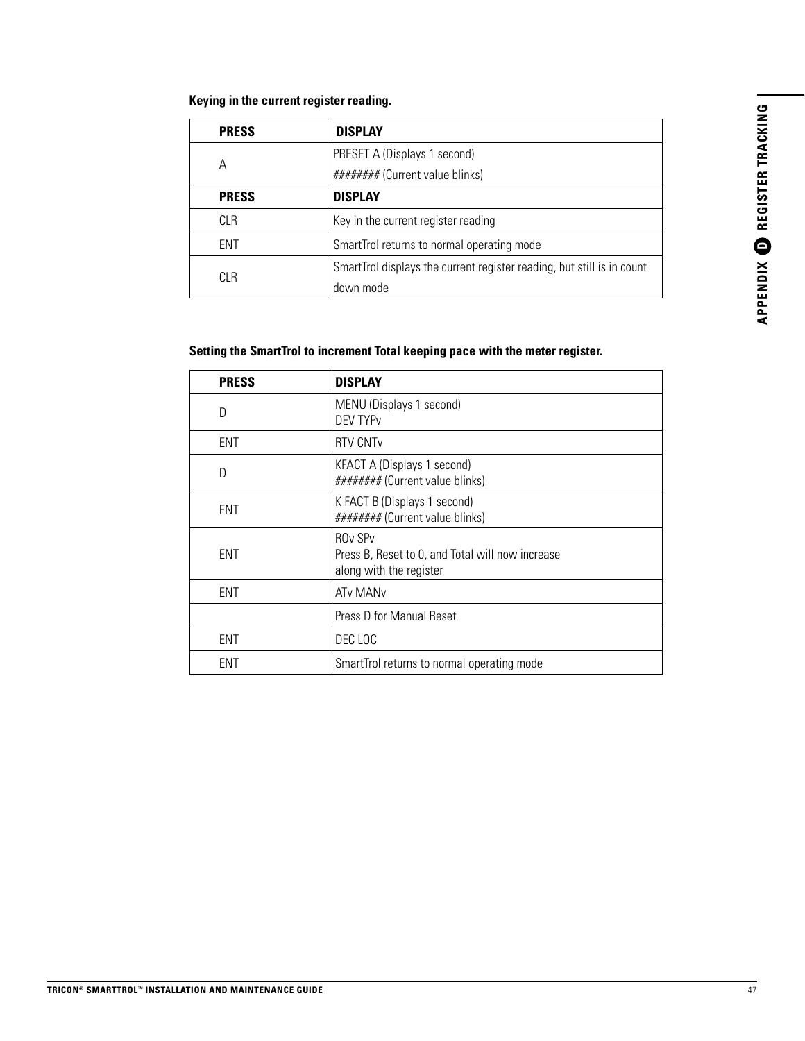**Keying in the current register reading.**

| PRESS | DISPLAY |
|---|---|
| A | PRESET A (Displays 1 second)<br>######## (Current value blinks) |
| **PRESS** | **DISPLAY** |
| CLR | Key in the current register reading |
| ENT | SmartTrol returns to normal operating mode |
| CLR | SmartTrol displays the current register reading, but still is in count down mode |

**Setting the SmartTrol to increment Total keeping pace with the meter register.**

| PRESS | DISPLAY |
|---|---|
| D | MENU (Displays 1 second)<br>DEV TYPv |
| ENT | RTV CNTv |
| D | KFACT A (Displays 1 second)<br>######## (Current value blinks) |
| ENT | K FACT B (Displays 1 second)<br>######## (Current value blinks) |
| ENT | ROv SPv<br>Press B, Reset to 0, and Total will now increase along with the register |
| ENT | ATv MANv |
| | Press D for Manual Reset |
| ENT | DEC LOC |
| ENT | SmartTrol returns to normal operating mode |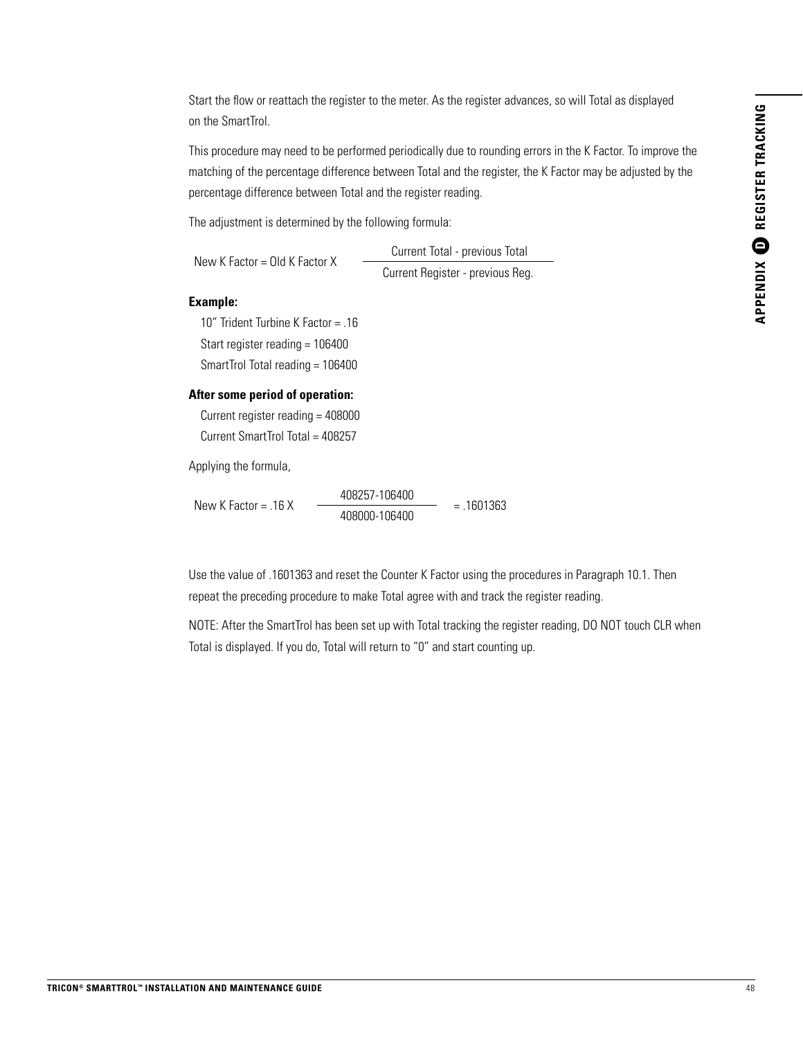Start the flow or reattach the register to the meter. As the register advances, so will Total as displayed on the SmartTrol.

This procedure may need to be performed periodically due to rounding errors in the K Factor. To improve the matching of the percentage difference between Total and the register, the K Factor may be adjusted by the percentage difference between Total and the register reading.

The adjustment is determined by the following formula:

$$\text{New K Factor} = \text{Old K Factor X} \; \frac{\text{Current Total - previous Total}}{\text{Current Register - previous Reg.}}$$

**Example:**

10" Trident Turbine K Factor = .16

Start register reading = 106400

SmartTrol Total reading = 106400

**After some period of operation:**

Current register reading = 408000

Current SmartTrol Total = 408257

Applying the formula,

$$\text{New K Factor} = .16 \text{ X } \frac{408257-106400}{408000-106400} = .1601363$$

Use the value of .1601363 and reset the Counter K Factor using the procedures in Paragraph 10.1. Then repeat the preceding procedure to make Total agree with and track the register reading.

NOTE: After the SmartTrol has been set up with Total tracking the register reading, DO NOT touch CLR when Total is displayed. If you do, Total will return to "0" and start counting up.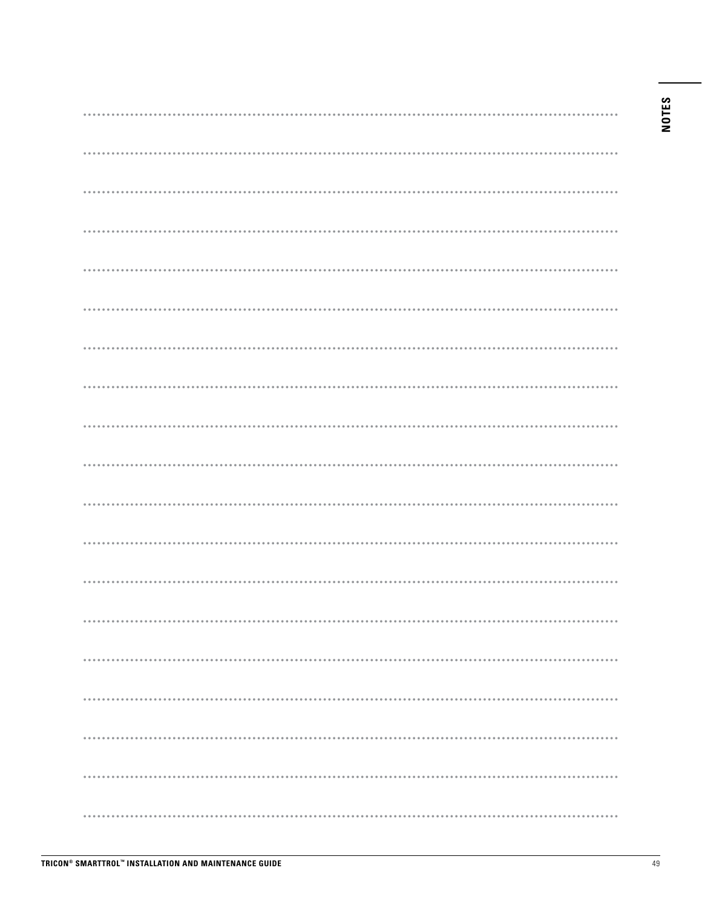# NOTES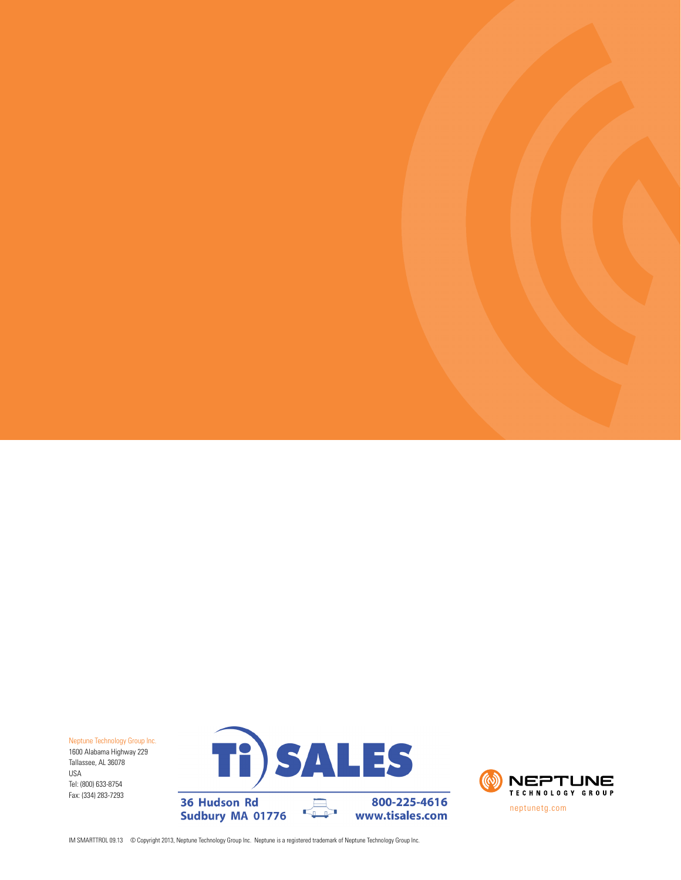Neptune Technology Group Inc.
1600 Alabama Highway 229
Tallassee, AL 36078
USA
Tel: (800) 633-8754
Fax: (334) 283-7293

Ti SALES
36 Hudson Rd
Sudbury MA 01776
800-225-4616
www.tisales.com

NEPTUNE
TECHNOLOGY GROUP
neptunetg.com

IM SMARTTROL 09.13 © Copyright 2013, Neptune Technology Group Inc. Neptune is a registered trademark of Neptune Technology Group Inc.